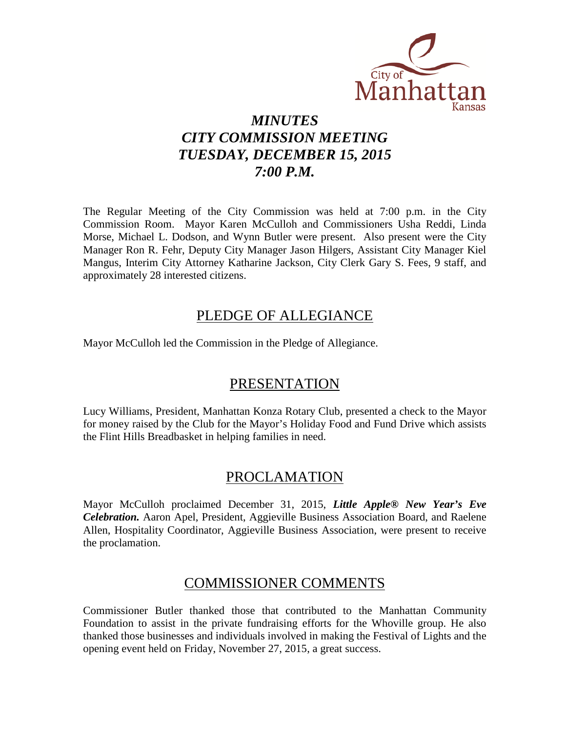# *MINUTES*
# *CITY COMMISSION MEETING*
# *TUESDAY, DECEMBER 15, 2015*
# *7:00 P.M.*

The Regular Meeting of the City Commission was held at 7:00 p.m. in the City Commission Room. Mayor Karen McCulloh and Commissioners Usha Reddi, Linda Morse, Michael L. Dodson, and Wynn Butler were present. Also present were the City Manager Ron R. Fehr, Deputy City Manager Jason Hilgers, Assistant City Manager Kiel Mangus, Interim City Attorney Katharine Jackson, City Clerk Gary S. Fees, 9 staff, and approximately 28 interested citizens.

## PLEDGE OF ALLEGIANCE

Mayor McCulloh led the Commission in the Pledge of Allegiance.

## PRESENTATION

Lucy Williams, President, Manhattan Konza Rotary Club, presented a check to the Mayor for money raised by the Club for the Mayor's Holiday Food and Fund Drive which assists the Flint Hills Breadbasket in helping families in need.

## PROCLAMATION

Mayor McCulloh proclaimed December 31, 2015, ***Little Apple® New Year's Eve Celebration.*** Aaron Apel, President, Aggieville Business Association Board, and Raelene Allen, Hospitality Coordinator, Aggieville Business Association, were present to receive the proclamation.

## COMMISSIONER COMMENTS

Commissioner Butler thanked those that contributed to the Manhattan Community Foundation to assist in the private fundraising efforts for the Whoville group. He also thanked those businesses and individuals involved in making the Festival of Lights and the opening event held on Friday, November 27, 2015, a great success.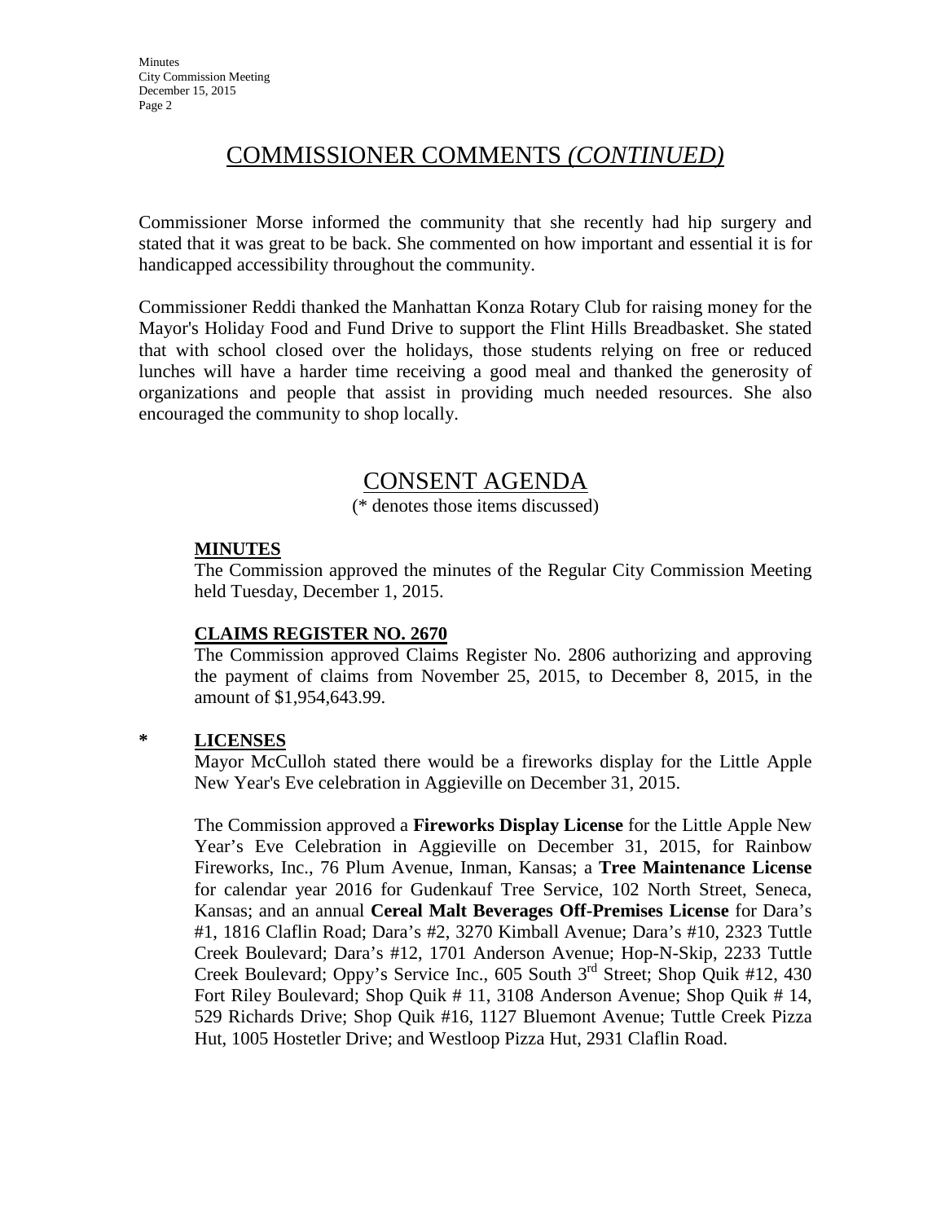## COMMISSIONER COMMENTS *(CONTINUED)*

Commissioner Morse informed the community that she recently had hip surgery and stated that it was great to be back. She commented on how important and essential it is for handicapped accessibility throughout the community.

Commissioner Reddi thanked the Manhattan Konza Rotary Club for raising money for the Mayor's Holiday Food and Fund Drive to support the Flint Hills Breadbasket. She stated that with school closed over the holidays, those students relying on free or reduced lunches will have a harder time receiving a good meal and thanked the generosity of organizations and people that assist in providing much needed resources. She also encouraged the community to shop locally.

## CONSENT AGENDA

(* denotes those items discussed)

### MINUTES

The Commission approved the minutes of the Regular City Commission Meeting held Tuesday, December 1, 2015.

### CLAIMS REGISTER NO. 2670

The Commission approved Claims Register No. 2806 authorizing and approving the payment of claims from November 25, 2015, to December 8, 2015, in the amount of $1,954,643.99.

### * LICENSES

Mayor McCulloh stated there would be a fireworks display for the Little Apple New Year's Eve celebration in Aggieville on December 31, 2015.

The Commission approved a **Fireworks Display License** for the Little Apple New Year's Eve Celebration in Aggieville on December 31, 2015, for Rainbow Fireworks, Inc., 76 Plum Avenue, Inman, Kansas; a **Tree Maintenance License** for calendar year 2016 for Gudenkauf Tree Service, 102 North Street, Seneca, Kansas; and an annual **Cereal Malt Beverages Off-Premises License** for Dara's #1, 1816 Claflin Road; Dara's #2, 3270 Kimball Avenue; Dara's #10, 2323 Tuttle Creek Boulevard; Dara's #12, 1701 Anderson Avenue; Hop-N-Skip, 2233 Tuttle Creek Boulevard; Oppy's Service Inc., 605 South 3rd Street; Shop Quik #12, 430 Fort Riley Boulevard; Shop Quik # 11, 3108 Anderson Avenue; Shop Quik # 14, 529 Richards Drive; Shop Quik #16, 1127 Bluemont Avenue; Tuttle Creek Pizza Hut, 1005 Hostetler Drive; and Westloop Pizza Hut, 2931 Claflin Road.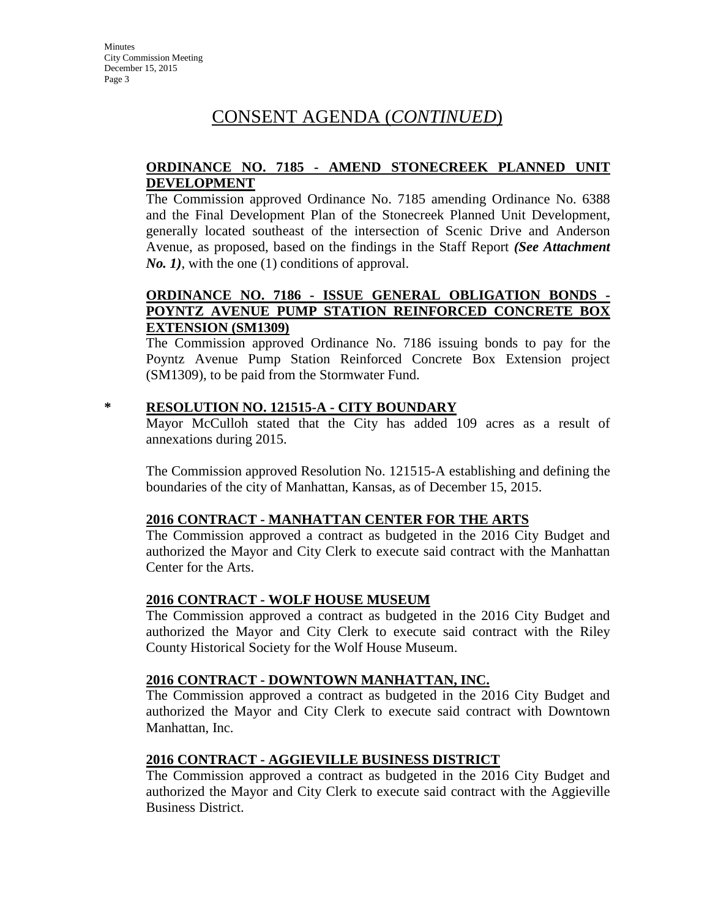# CONSENT AGENDA (*CONTINUED*)

**ORDINANCE NO. 7185 - AMEND STONECREEK PLANNED UNIT DEVELOPMENT**

The Commission approved Ordinance No. 7185 amending Ordinance No. 6388 and the Final Development Plan of the Stonecreek Planned Unit Development, generally located southeast of the intersection of Scenic Drive and Anderson Avenue, as proposed, based on the findings in the Staff Report ***(See Attachment No. 1)***, with the one (1) conditions of approval.

**ORDINANCE NO. 7186 - ISSUE GENERAL OBLIGATION BONDS - POYNTZ AVENUE PUMP STATION REINFORCED CONCRETE BOX EXTENSION (SM1309)**

The Commission approved Ordinance No. 7186 issuing bonds to pay for the Poyntz Avenue Pump Station Reinforced Concrete Box Extension project (SM1309), to be paid from the Stormwater Fund.

\* **RESOLUTION NO. 121515-A - CITY BOUNDARY**

Mayor McCulloh stated that the City has added 109 acres as a result of annexations during 2015.

The Commission approved Resolution No. 121515-A establishing and defining the boundaries of the city of Manhattan, Kansas, as of December 15, 2015.

**2016 CONTRACT - MANHATTAN CENTER FOR THE ARTS**

The Commission approved a contract as budgeted in the 2016 City Budget and authorized the Mayor and City Clerk to execute said contract with the Manhattan Center for the Arts.

**2016 CONTRACT - WOLF HOUSE MUSEUM**

The Commission approved a contract as budgeted in the 2016 City Budget and authorized the Mayor and City Clerk to execute said contract with the Riley County Historical Society for the Wolf House Museum.

**2016 CONTRACT - DOWNTOWN MANHATTAN, INC.**

The Commission approved a contract as budgeted in the 2016 City Budget and authorized the Mayor and City Clerk to execute said contract with Downtown Manhattan, Inc.

**2016 CONTRACT - AGGIEVILLE BUSINESS DISTRICT**

The Commission approved a contract as budgeted in the 2016 City Budget and authorized the Mayor and City Clerk to execute said contract with the Aggieville Business District.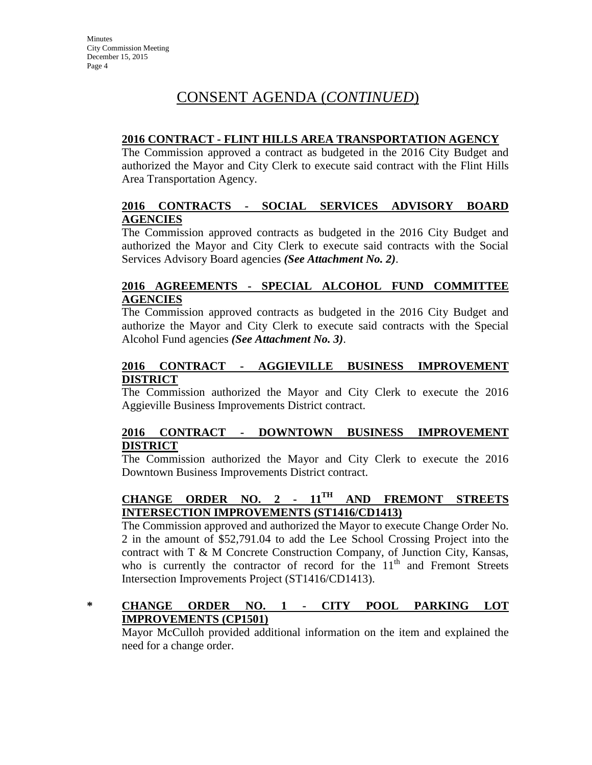# CONSENT AGENDA (*CONTINUED*)

**2016 CONTRACT - FLINT HILLS AREA TRANSPORTATION AGENCY**

The Commission approved a contract as budgeted in the 2016 City Budget and authorized the Mayor and City Clerk to execute said contract with the Flint Hills Area Transportation Agency.

**2016 CONTRACTS - SOCIAL SERVICES ADVISORY BOARD AGENCIES**

The Commission approved contracts as budgeted in the 2016 City Budget and authorized the Mayor and City Clerk to execute said contracts with the Social Services Advisory Board agencies ***(See Attachment No. 2)***.

**2016 AGREEMENTS - SPECIAL ALCOHOL FUND COMMITTEE AGENCIES**

The Commission approved contracts as budgeted in the 2016 City Budget and authorize the Mayor and City Clerk to execute said contracts with the Special Alcohol Fund agencies ***(See Attachment No. 3)***.

**2016 CONTRACT - AGGIEVILLE BUSINESS IMPROVEMENT DISTRICT**

The Commission authorized the Mayor and City Clerk to execute the 2016 Aggieville Business Improvements District contract.

**2016 CONTRACT - DOWNTOWN BUSINESS IMPROVEMENT DISTRICT**

The Commission authorized the Mayor and City Clerk to execute the 2016 Downtown Business Improvements District contract.

**CHANGE ORDER NO. 2 - 11TH AND FREMONT STREETS INTERSECTION IMPROVEMENTS (ST1416/CD1413)**

The Commission approved and authorized the Mayor to execute Change Order No. 2 in the amount of $52,791.04 to add the Lee School Crossing Project into the contract with T & M Concrete Construction Company, of Junction City, Kansas, who is currently the contractor of record for the 11th and Fremont Streets Intersection Improvements Project (ST1416/CD1413).

\* **CHANGE ORDER NO. 1 - CITY POOL PARKING LOT IMPROVEMENTS (CP1501)**

Mayor McCulloh provided additional information on the item and explained the need for a change order.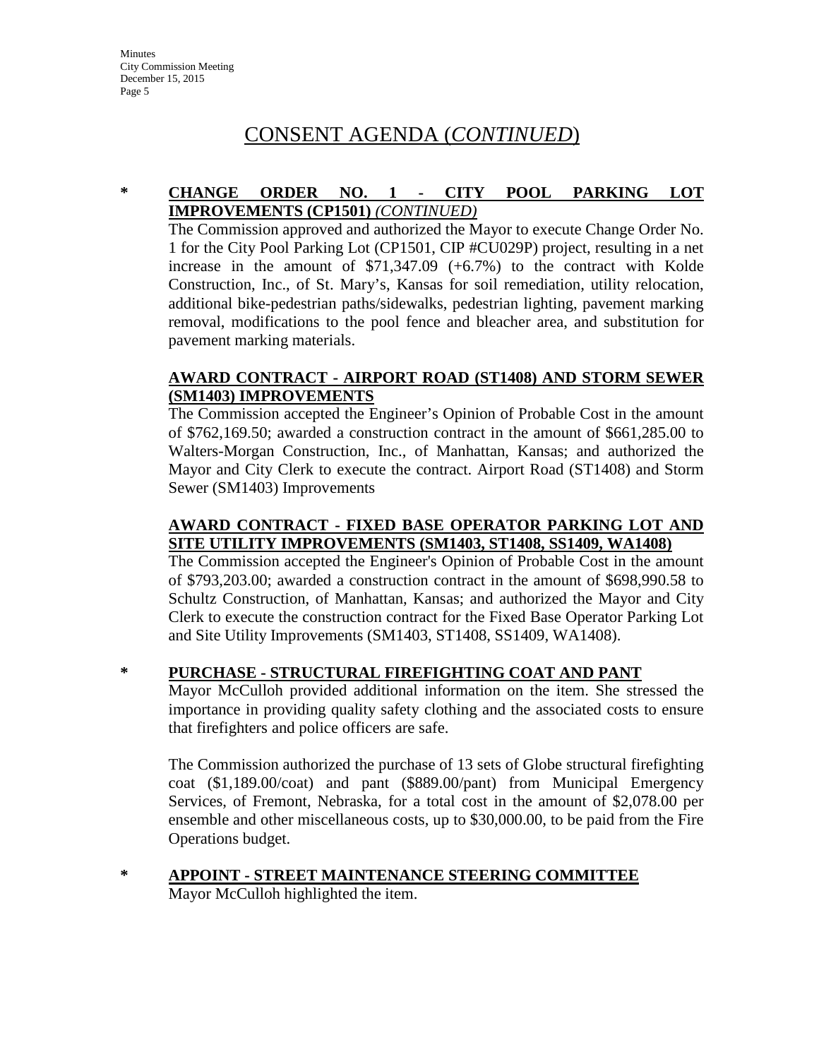# CONSENT AGENDA (*CONTINUED*)

**\* CHANGE ORDER NO. 1 - CITY POOL PARKING LOT IMPROVEMENTS (CP1501)** ***(CONTINUED)***

The Commission approved and authorized the Mayor to execute Change Order No. 1 for the City Pool Parking Lot (CP1501, CIP #CU029P) project, resulting in a net increase in the amount of $71,347.09 (+6.7%) to the contract with Kolde Construction, Inc., of St. Mary's, Kansas for soil remediation, utility relocation, additional bike-pedestrian paths/sidewalks, pedestrian lighting, pavement marking removal, modifications to the pool fence and bleacher area, and substitution for pavement marking materials.

**AWARD CONTRACT - AIRPORT ROAD (ST1408) AND STORM SEWER (SM1403) IMPROVEMENTS**

The Commission accepted the Engineer's Opinion of Probable Cost in the amount of $762,169.50; awarded a construction contract in the amount of $661,285.00 to Walters-Morgan Construction, Inc., of Manhattan, Kansas; and authorized the Mayor and City Clerk to execute the contract. Airport Road (ST1408) and Storm Sewer (SM1403) Improvements

**AWARD CONTRACT - FIXED BASE OPERATOR PARKING LOT AND SITE UTILITY IMPROVEMENTS (SM1403, ST1408, SS1409, WA1408)**

The Commission accepted the Engineer's Opinion of Probable Cost in the amount of $793,203.00; awarded a construction contract in the amount of $698,990.58 to Schultz Construction, of Manhattan, Kansas; and authorized the Mayor and City Clerk to execute the construction contract for the Fixed Base Operator Parking Lot and Site Utility Improvements (SM1403, ST1408, SS1409, WA1408).

**\* PURCHASE - STRUCTURAL FIREFIGHTING COAT AND PANT**

Mayor McCulloh provided additional information on the item. She stressed the importance in providing quality safety clothing and the associated costs to ensure that firefighters and police officers are safe.

The Commission authorized the purchase of 13 sets of Globe structural firefighting coat ($1,189.00/coat) and pant ($889.00/pant) from Municipal Emergency Services, of Fremont, Nebraska, for a total cost in the amount of $2,078.00 per ensemble and other miscellaneous costs, up to $30,000.00, to be paid from the Fire Operations budget.

**\* APPOINT - STREET MAINTENANCE STEERING COMMITTEE**

Mayor McCulloh highlighted the item.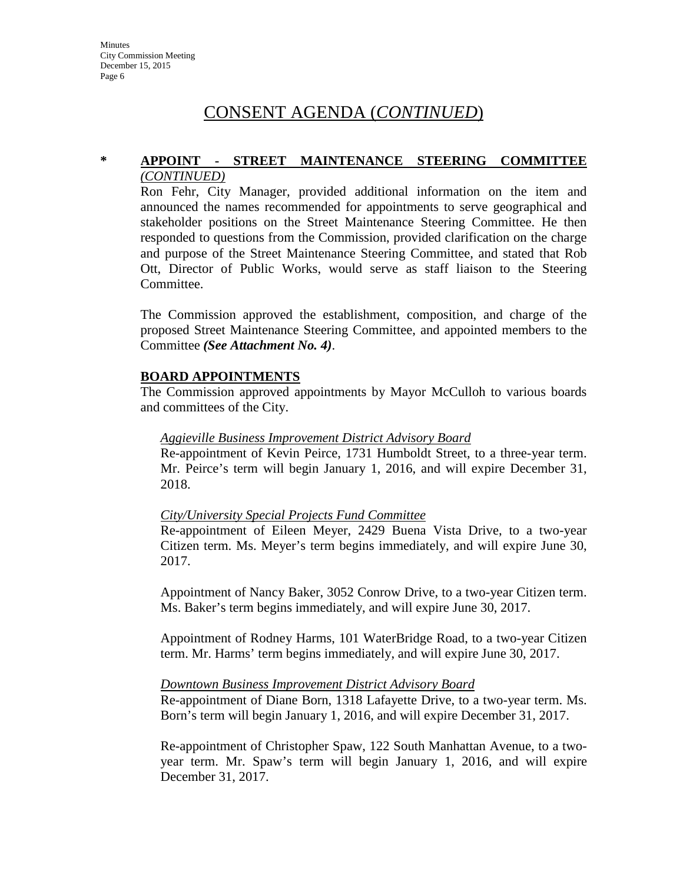# CONSENT AGENDA (*CONTINUED*)

## * APPOINT - STREET MAINTENANCE STEERING COMMITTEE *(CONTINUED)*

Ron Fehr, City Manager, provided additional information on the item and announced the names recommended for appointments to serve geographical and stakeholder positions on the Street Maintenance Steering Committee. He then responded to questions from the Commission, provided clarification on the charge and purpose of the Street Maintenance Steering Committee, and stated that Rob Ott, Director of Public Works, would serve as staff liaison to the Steering Committee.

The Commission approved the establishment, composition, and charge of the proposed Street Maintenance Steering Committee, and appointed members to the Committee ***(See Attachment No. 4)***.

## BOARD APPOINTMENTS

The Commission approved appointments by Mayor McCulloh to various boards and committees of the City.

*Aggieville Business Improvement District Advisory Board*

Re-appointment of Kevin Peirce, 1731 Humboldt Street, to a three-year term. Mr. Peirce's term will begin January 1, 2016, and will expire December 31, 2018.

*City/University Special Projects Fund Committee*

Re-appointment of Eileen Meyer, 2429 Buena Vista Drive, to a two-year Citizen term. Ms. Meyer's term begins immediately, and will expire June 30, 2017.

Appointment of Nancy Baker, 3052 Conrow Drive, to a two-year Citizen term. Ms. Baker's term begins immediately, and will expire June 30, 2017.

Appointment of Rodney Harms, 101 WaterBridge Road, to a two-year Citizen term. Mr. Harms' term begins immediately, and will expire June 30, 2017.

*Downtown Business Improvement District Advisory Board*

Re-appointment of Diane Born, 1318 Lafayette Drive, to a two-year term. Ms. Born's term will begin January 1, 2016, and will expire December 31, 2017.

Re-appointment of Christopher Spaw, 122 South Manhattan Avenue, to a two-year term. Mr. Spaw's term will begin January 1, 2016, and will expire December 31, 2017.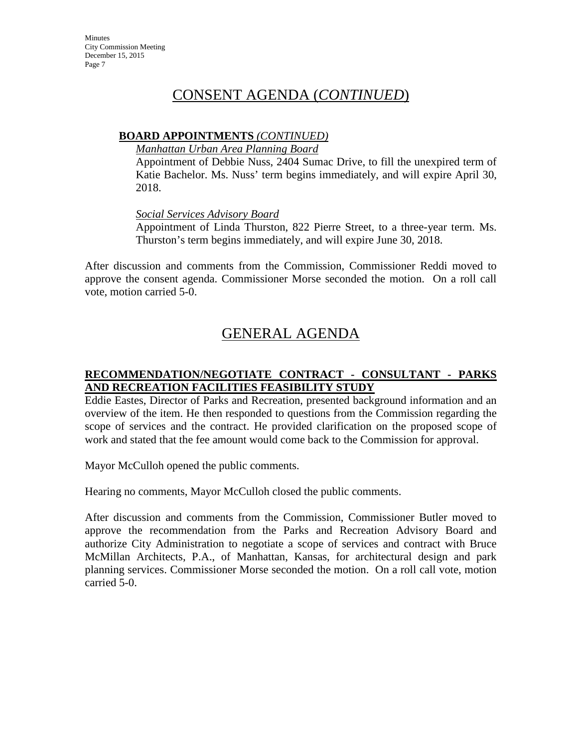# CONSENT AGENDA (*CONTINUED*)

**BOARD APPOINTMENTS** *(CONTINUED)*

*Manhattan Urban Area Planning Board*

Appointment of Debbie Nuss, 2404 Sumac Drive, to fill the unexpired term of Katie Bachelor. Ms. Nuss' term begins immediately, and will expire April 30, 2018.

*Social Services Advisory Board*

Appointment of Linda Thurston, 822 Pierre Street, to a three-year term. Ms. Thurston's term begins immediately, and will expire June 30, 2018.

After discussion and comments from the Commission, Commissioner Reddi moved to approve the consent agenda. Commissioner Morse seconded the motion. On a roll call vote, motion carried 5-0.

# GENERAL AGENDA

**RECOMMENDATION/NEGOTIATE CONTRACT - CONSULTANT - PARKS AND RECREATION FACILITIES FEASIBILITY STUDY**

Eddie Eastes, Director of Parks and Recreation, presented background information and an overview of the item. He then responded to questions from the Commission regarding the scope of services and the contract. He provided clarification on the proposed scope of work and stated that the fee amount would come back to the Commission for approval.

Mayor McCulloh opened the public comments.

Hearing no comments, Mayor McCulloh closed the public comments.

After discussion and comments from the Commission, Commissioner Butler moved to approve the recommendation from the Parks and Recreation Advisory Board and authorize City Administration to negotiate a scope of services and contract with Bruce McMillan Architects, P.A., of Manhattan, Kansas, for architectural design and park planning services. Commissioner Morse seconded the motion. On a roll call vote, motion carried 5-0.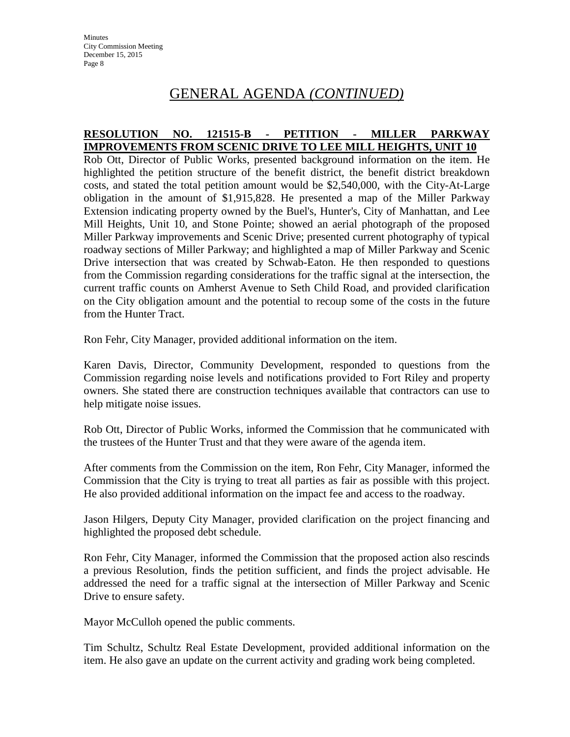# GENERAL AGENDA *(CONTINUED)*

**RESOLUTION NO. 121515-B - PETITION - MILLER PARKWAY IMPROVEMENTS FROM SCENIC DRIVE TO LEE MILL HEIGHTS, UNIT 10**

Rob Ott, Director of Public Works, presented background information on the item. He highlighted the petition structure of the benefit district, the benefit district breakdown costs, and stated the total petition amount would be $2,540,000, with the City-At-Large obligation in the amount of $1,915,828. He presented a map of the Miller Parkway Extension indicating property owned by the Buel's, Hunter's, City of Manhattan, and Lee Mill Heights, Unit 10, and Stone Pointe; showed an aerial photograph of the proposed Miller Parkway improvements and Scenic Drive; presented current photography of typical roadway sections of Miller Parkway; and highlighted a map of Miller Parkway and Scenic Drive intersection that was created by Schwab-Eaton. He then responded to questions from the Commission regarding considerations for the traffic signal at the intersection, the current traffic counts on Amherst Avenue to Seth Child Road, and provided clarification on the City obligation amount and the potential to recoup some of the costs in the future from the Hunter Tract.

Ron Fehr, City Manager, provided additional information on the item.

Karen Davis, Director, Community Development, responded to questions from the Commission regarding noise levels and notifications provided to Fort Riley and property owners. She stated there are construction techniques available that contractors can use to help mitigate noise issues.

Rob Ott, Director of Public Works, informed the Commission that he communicated with the trustees of the Hunter Trust and that they were aware of the agenda item.

After comments from the Commission on the item, Ron Fehr, City Manager, informed the Commission that the City is trying to treat all parties as fair as possible with this project. He also provided additional information on the impact fee and access to the roadway.

Jason Hilgers, Deputy City Manager, provided clarification on the project financing and highlighted the proposed debt schedule.

Ron Fehr, City Manager, informed the Commission that the proposed action also rescinds a previous Resolution, finds the petition sufficient, and finds the project advisable. He addressed the need for a traffic signal at the intersection of Miller Parkway and Scenic Drive to ensure safety.

Mayor McCulloh opened the public comments.

Tim Schultz, Schultz Real Estate Development, provided additional information on the item. He also gave an update on the current activity and grading work being completed.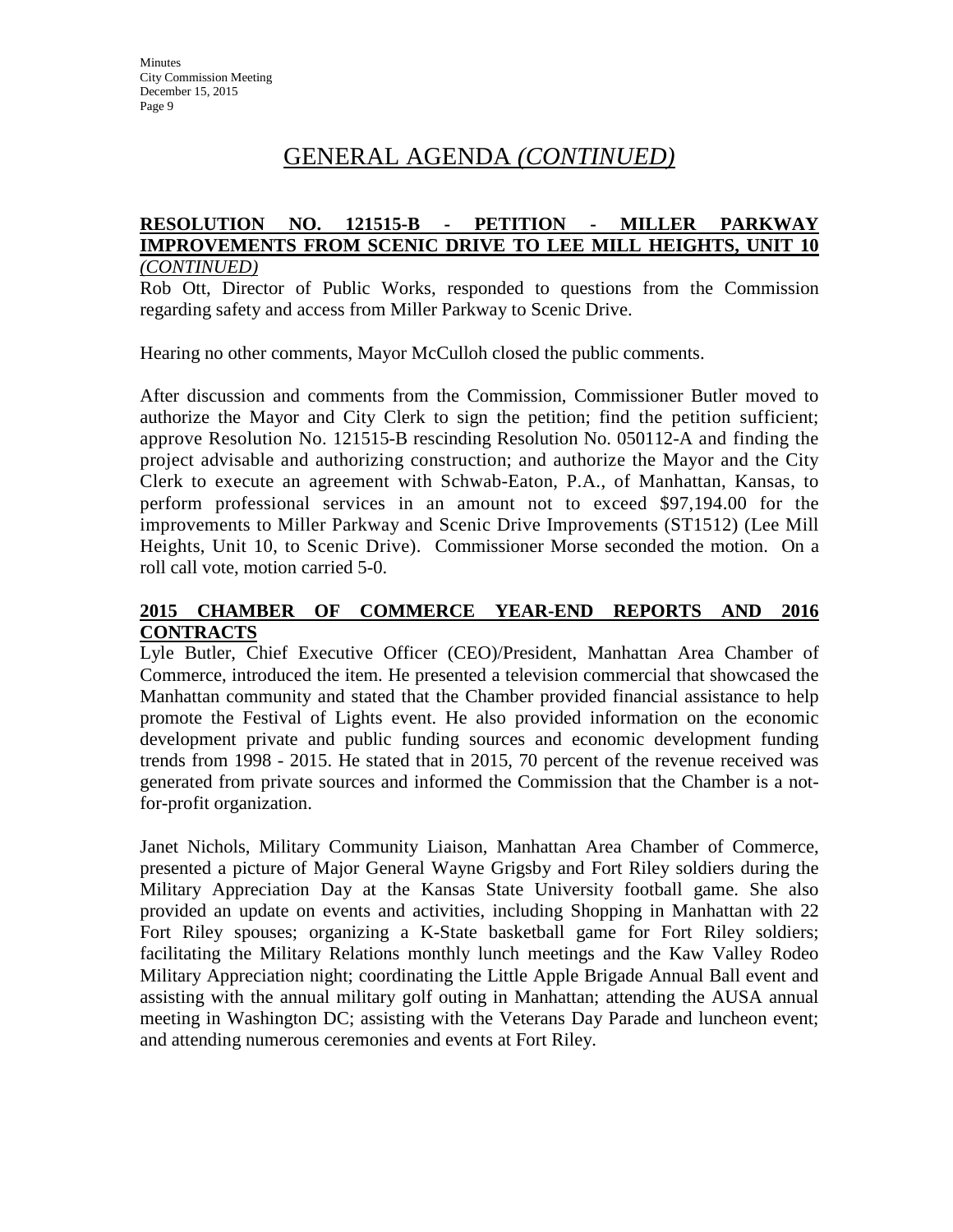# GENERAL AGENDA *(CONTINUED)*

**RESOLUTION NO. 121515-B - PETITION - MILLER PARKWAY IMPROVEMENTS FROM SCENIC DRIVE TO LEE MILL HEIGHTS, UNIT 10** *(CONTINUED)*

Rob Ott, Director of Public Works, responded to questions from the Commission regarding safety and access from Miller Parkway to Scenic Drive.

Hearing no other comments, Mayor McCulloh closed the public comments.

After discussion and comments from the Commission, Commissioner Butler moved to authorize the Mayor and City Clerk to sign the petition; find the petition sufficient; approve Resolution No. 121515-B rescinding Resolution No. 050112-A and finding the project advisable and authorizing construction; and authorize the Mayor and the City Clerk to execute an agreement with Schwab-Eaton, P.A., of Manhattan, Kansas, to perform professional services in an amount not to exceed $97,194.00 for the improvements to Miller Parkway and Scenic Drive Improvements (ST1512) (Lee Mill Heights, Unit 10, to Scenic Drive). Commissioner Morse seconded the motion. On a roll call vote, motion carried 5-0.

**2015 CHAMBER OF COMMERCE YEAR-END REPORTS AND 2016 CONTRACTS**

Lyle Butler, Chief Executive Officer (CEO)/President, Manhattan Area Chamber of Commerce, introduced the item. He presented a television commercial that showcased the Manhattan community and stated that the Chamber provided financial assistance to help promote the Festival of Lights event. He also provided information on the economic development private and public funding sources and economic development funding trends from 1998 - 2015. He stated that in 2015, 70 percent of the revenue received was generated from private sources and informed the Commission that the Chamber is a not-for-profit organization.

Janet Nichols, Military Community Liaison, Manhattan Area Chamber of Commerce, presented a picture of Major General Wayne Grigsby and Fort Riley soldiers during the Military Appreciation Day at the Kansas State University football game. She also provided an update on events and activities, including Shopping in Manhattan with 22 Fort Riley spouses; organizing a K-State basketball game for Fort Riley soldiers; facilitating the Military Relations monthly lunch meetings and the Kaw Valley Rodeo Military Appreciation night; coordinating the Little Apple Brigade Annual Ball event and assisting with the annual military golf outing in Manhattan; attending the AUSA annual meeting in Washington DC; assisting with the Veterans Day Parade and luncheon event; and attending numerous ceremonies and events at Fort Riley.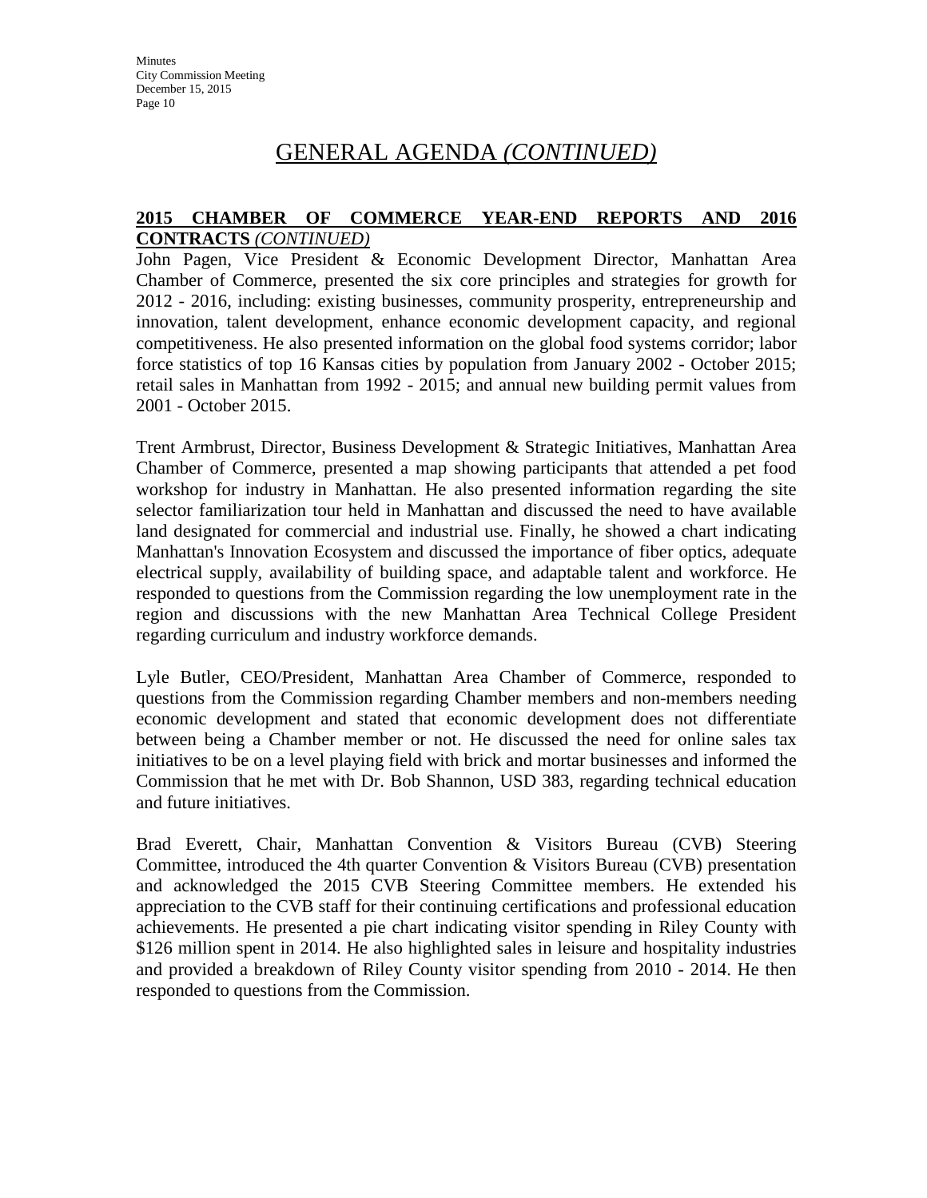# GENERAL AGENDA *(CONTINUED)*

**2015 CHAMBER OF COMMERCE YEAR-END REPORTS AND 2016 CONTRACTS** *(CONTINUED)*

John Pagen, Vice President & Economic Development Director, Manhattan Area Chamber of Commerce, presented the six core principles and strategies for growth for 2012 - 2016, including: existing businesses, community prosperity, entrepreneurship and innovation, talent development, enhance economic development capacity, and regional competitiveness. He also presented information on the global food systems corridor; labor force statistics of top 16 Kansas cities by population from January 2002 - October 2015; retail sales in Manhattan from 1992 - 2015; and annual new building permit values from 2001 - October 2015.

Trent Armbrust, Director, Business Development & Strategic Initiatives, Manhattan Area Chamber of Commerce, presented a map showing participants that attended a pet food workshop for industry in Manhattan. He also presented information regarding the site selector familiarization tour held in Manhattan and discussed the need to have available land designated for commercial and industrial use. Finally, he showed a chart indicating Manhattan's Innovation Ecosystem and discussed the importance of fiber optics, adequate electrical supply, availability of building space, and adaptable talent and workforce. He responded to questions from the Commission regarding the low unemployment rate in the region and discussions with the new Manhattan Area Technical College President regarding curriculum and industry workforce demands.

Lyle Butler, CEO/President, Manhattan Area Chamber of Commerce, responded to questions from the Commission regarding Chamber members and non-members needing economic development and stated that economic development does not differentiate between being a Chamber member or not. He discussed the need for online sales tax initiatives to be on a level playing field with brick and mortar businesses and informed the Commission that he met with Dr. Bob Shannon, USD 383, regarding technical education and future initiatives.

Brad Everett, Chair, Manhattan Convention & Visitors Bureau (CVB) Steering Committee, introduced the 4th quarter Convention & Visitors Bureau (CVB) presentation and acknowledged the 2015 CVB Steering Committee members. He extended his appreciation to the CVB staff for their continuing certifications and professional education achievements. He presented a pie chart indicating visitor spending in Riley County with $126 million spent in 2014. He also highlighted sales in leisure and hospitality industries and provided a breakdown of Riley County visitor spending from 2010 - 2014. He then responded to questions from the Commission.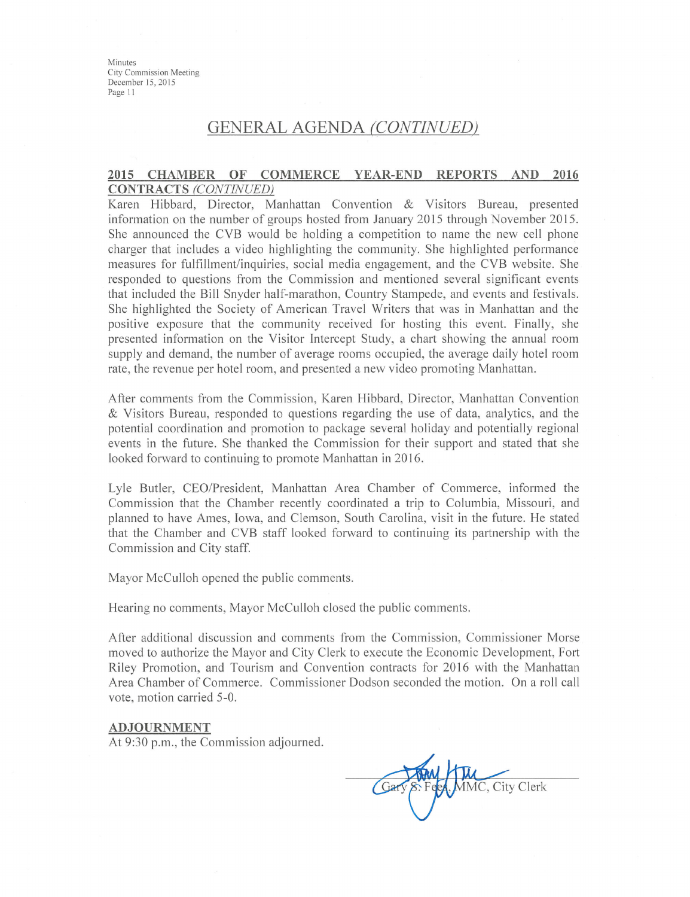## GENERAL AGENDA *(CONTINUED)*

**2015 CHAMBER OF COMMERCE YEAR-END REPORTS AND 2016 CONTRACTS** *(CONTINUED)*

Karen Hibbard, Director, Manhattan Convention & Visitors Bureau, presented information on the number of groups hosted from January 2015 through November 2015. She announced the CVB would be holding a competition to name the new cell phone charger that includes a video highlighting the community. She highlighted performance measures for fulfillment/inquiries, social media engagement, and the CVB website. She responded to questions from the Commission and mentioned several significant events that included the Bill Snyder half-marathon, Country Stampede, and events and festivals. She highlighted the Society of American Travel Writers that was in Manhattan and the positive exposure that the community received for hosting this event. Finally, she presented information on the Visitor Intercept Study, a chart showing the annual room supply and demand, the number of average rooms occupied, the average daily hotel room rate, the revenue per hotel room, and presented a new video promoting Manhattan.

After comments from the Commission, Karen Hibbard, Director, Manhattan Convention & Visitors Bureau, responded to questions regarding the use of data, analytics, and the potential coordination and promotion to package several holiday and potentially regional events in the future. She thanked the Commission for their support and stated that she looked forward to continuing to promote Manhattan in 2016.

Lyle Butler, CEO/President, Manhattan Area Chamber of Commerce, informed the Commission that the Chamber recently coordinated a trip to Columbia, Missouri, and planned to have Ames, Iowa, and Clemson, South Carolina, visit in the future. He stated that the Chamber and CVB staff looked forward to continuing its partnership with the Commission and City staff.

Mayor McCulloh opened the public comments.

Hearing no comments, Mayor McCulloh closed the public comments.

After additional discussion and comments from the Commission, Commissioner Morse moved to authorize the Mayor and City Clerk to execute the Economic Development, Fort Riley Promotion, and Tourism and Convention contracts for 2016 with the Manhattan Area Chamber of Commerce. Commissioner Dodson seconded the motion. On a roll call vote, motion carried 5-0.

**ADJOURNMENT**

At 9:30 p.m., the Commission adjourned.

Gary S. Fees, MMC, City Clerk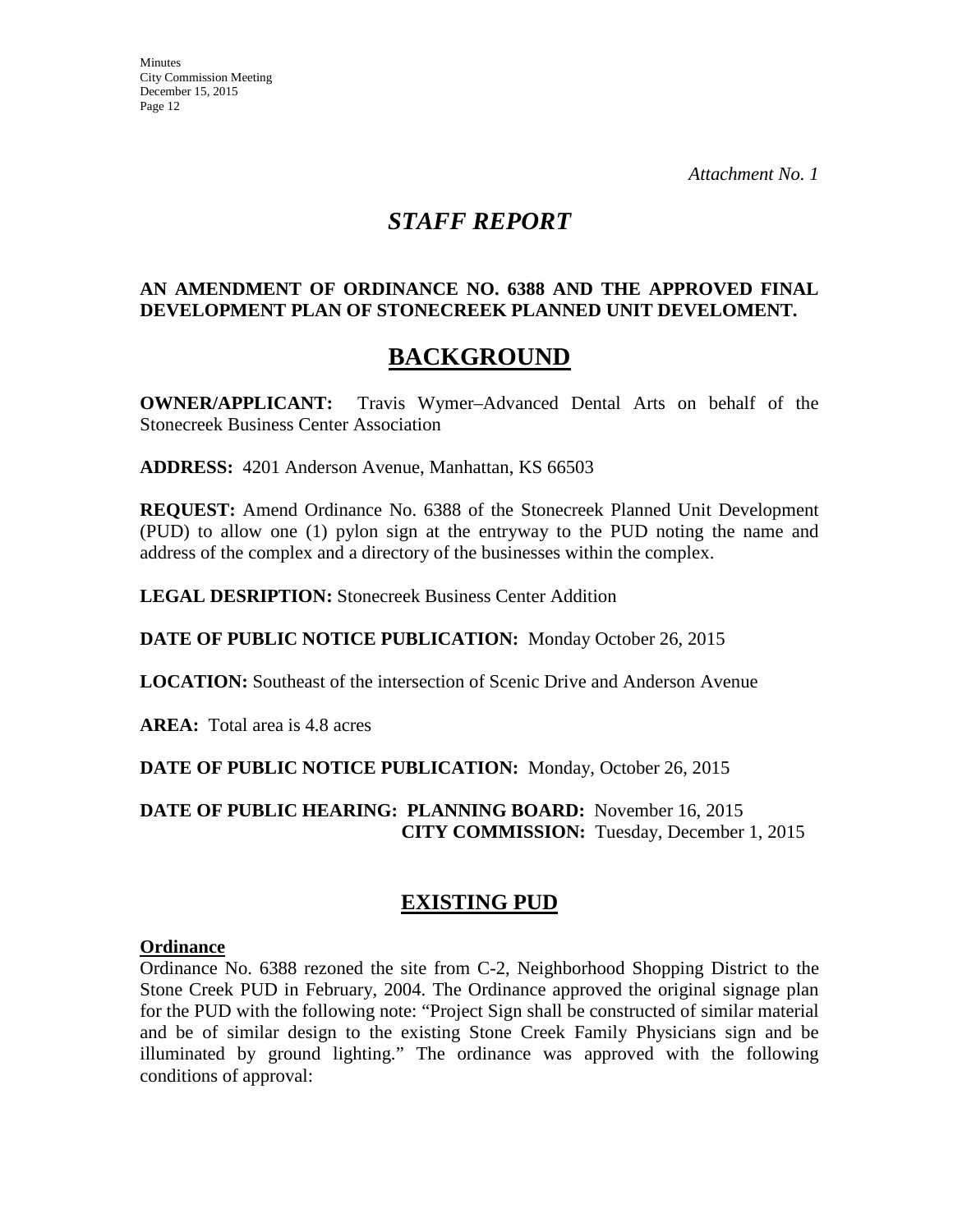*Attachment No. 1*

# *STAFF REPORT*

**AN AMENDMENT OF ORDINANCE NO. 6388 AND THE APPROVED FINAL DEVELOPMENT PLAN OF STONECREEK PLANNED UNIT DEVELOMENT.**

## BACKGROUND

**OWNER/APPLICANT:** Travis Wymer–Advanced Dental Arts on behalf of the Stonecreek Business Center Association

**ADDRESS:** 4201 Anderson Avenue, Manhattan, KS 66503

**REQUEST:** Amend Ordinance No. 6388 of the Stonecreek Planned Unit Development (PUD) to allow one (1) pylon sign at the entryway to the PUD noting the name and address of the complex and a directory of the businesses within the complex.

**LEGAL DESRIPTION:** Stonecreek Business Center Addition

**DATE OF PUBLIC NOTICE PUBLICATION:** Monday October 26, 2015

**LOCATION:** Southeast of the intersection of Scenic Drive and Anderson Avenue

**AREA:** Total area is 4.8 acres

**DATE OF PUBLIC NOTICE PUBLICATION:** Monday, October 26, 2015

**DATE OF PUBLIC HEARING: PLANNING BOARD:** November 16, 2015
**CITY COMMISSION:** Tuesday, December 1, 2015

## EXISTING PUD

**Ordinance**

Ordinance No. 6388 rezoned the site from C-2, Neighborhood Shopping District to the Stone Creek PUD in February, 2004. The Ordinance approved the original signage plan for the PUD with the following note: "Project Sign shall be constructed of similar material and be of similar design to the existing Stone Creek Family Physicians sign and be illuminated by ground lighting." The ordinance was approved with the following conditions of approval: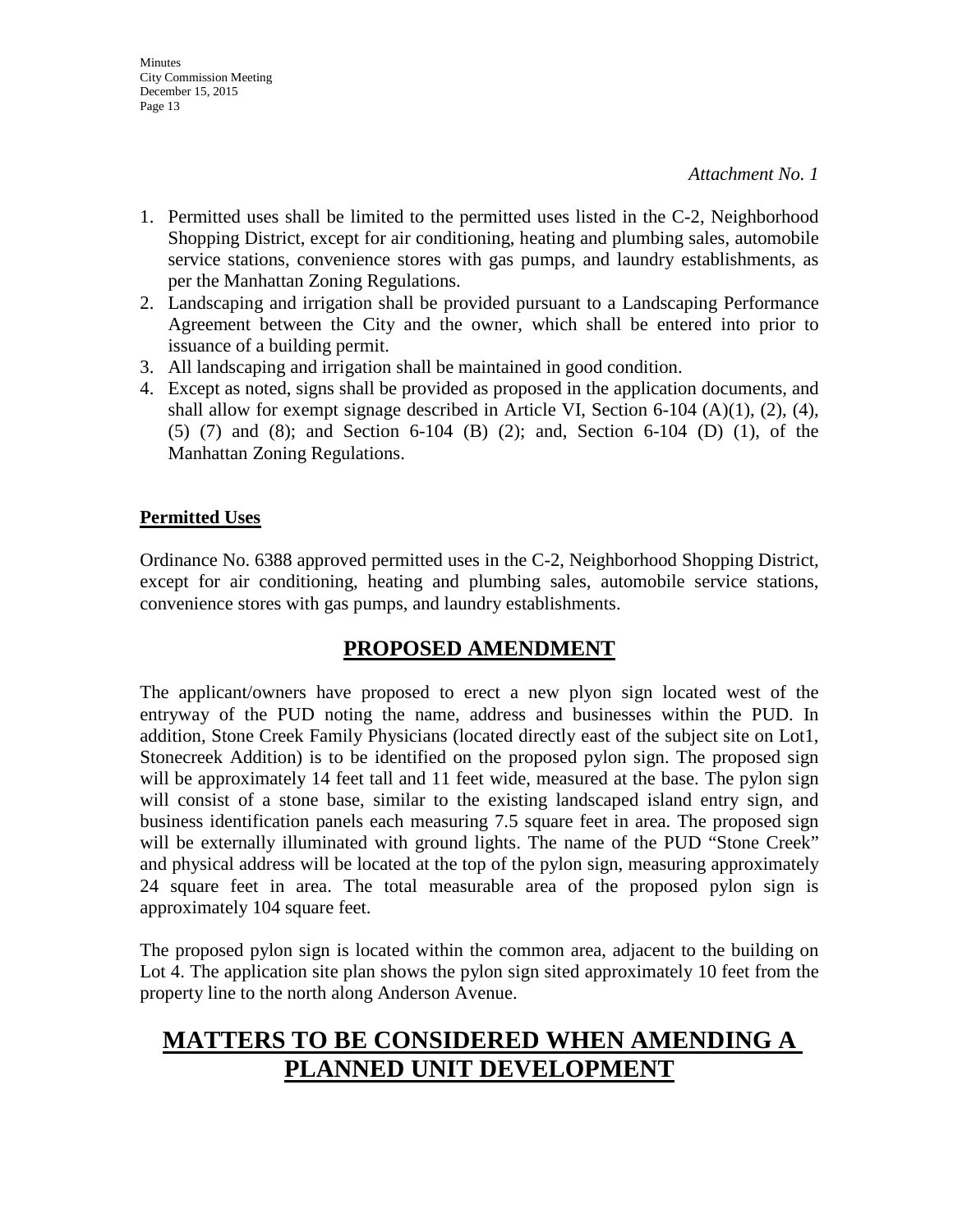*Attachment No. 1*

1. Permitted uses shall be limited to the permitted uses listed in the C-2, Neighborhood Shopping District, except for air conditioning, heating and plumbing sales, automobile service stations, convenience stores with gas pumps, and laundry establishments, as per the Manhattan Zoning Regulations.
2. Landscaping and irrigation shall be provided pursuant to a Landscaping Performance Agreement between the City and the owner, which shall be entered into prior to issuance of a building permit.
3. All landscaping and irrigation shall be maintained in good condition.
4. Except as noted, signs shall be provided as proposed in the application documents, and shall allow for exempt signage described in Article VI, Section 6-104 (A)(1), (2), (4), (5) (7) and (8); and Section 6-104 (B) (2); and, Section 6-104 (D) (1), of the Manhattan Zoning Regulations.

**Permitted Uses**

Ordinance No. 6388 approved permitted uses in the C-2, Neighborhood Shopping District, except for air conditioning, heating and plumbing sales, automobile service stations, convenience stores with gas pumps, and laundry establishments.

## PROPOSED AMENDMENT

The applicant/owners have proposed to erect a new plyon sign located west of the entryway of the PUD noting the name, address and businesses within the PUD. In addition, Stone Creek Family Physicians (located directly east of the subject site on Lot1, Stonecreek Addition) is to be identified on the proposed pylon sign. The proposed sign will be approximately 14 feet tall and 11 feet wide, measured at the base. The pylon sign will consist of a stone base, similar to the existing landscaped island entry sign, and business identification panels each measuring 7.5 square feet in area. The proposed sign will be externally illuminated with ground lights. The name of the PUD "Stone Creek" and physical address will be located at the top of the pylon sign, measuring approximately 24 square feet in area. The total measurable area of the proposed pylon sign is approximately 104 square feet.

The proposed pylon sign is located within the common area, adjacent to the building on Lot 4. The application site plan shows the pylon sign sited approximately 10 feet from the property line to the north along Anderson Avenue.

## MATTERS TO BE CONSIDERED WHEN AMENDING A PLANNED UNIT DEVELOPMENT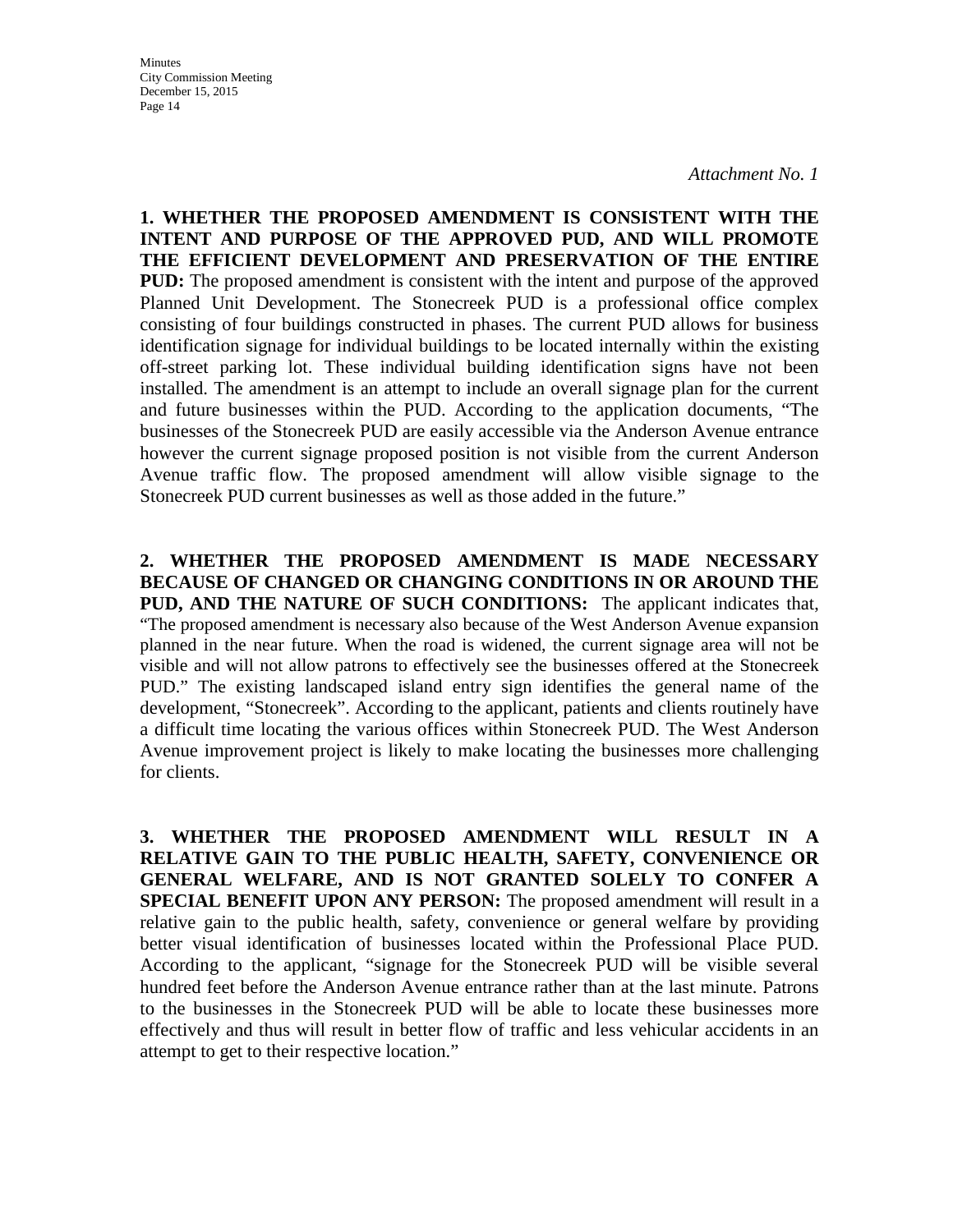*Attachment No. 1*

**1. WHETHER THE PROPOSED AMENDMENT IS CONSISTENT WITH THE INTENT AND PURPOSE OF THE APPROVED PUD, AND WILL PROMOTE THE EFFICIENT DEVELOPMENT AND PRESERVATION OF THE ENTIRE PUD:** The proposed amendment is consistent with the intent and purpose of the approved Planned Unit Development. The Stonecreek PUD is a professional office complex consisting of four buildings constructed in phases. The current PUD allows for business identification signage for individual buildings to be located internally within the existing off-street parking lot. These individual building identification signs have not been installed. The amendment is an attempt to include an overall signage plan for the current and future businesses within the PUD. According to the application documents, "The businesses of the Stonecreek PUD are easily accessible via the Anderson Avenue entrance however the current signage proposed position is not visible from the current Anderson Avenue traffic flow. The proposed amendment will allow visible signage to the Stonecreek PUD current businesses as well as those added in the future."

**2. WHETHER THE PROPOSED AMENDMENT IS MADE NECESSARY BECAUSE OF CHANGED OR CHANGING CONDITIONS IN OR AROUND THE PUD, AND THE NATURE OF SUCH CONDITIONS:** The applicant indicates that, "The proposed amendment is necessary also because of the West Anderson Avenue expansion planned in the near future. When the road is widened, the current signage area will not be visible and will not allow patrons to effectively see the businesses offered at the Stonecreek PUD." The existing landscaped island entry sign identifies the general name of the development, "Stonecreek". According to the applicant, patients and clients routinely have a difficult time locating the various offices within Stonecreek PUD. The West Anderson Avenue improvement project is likely to make locating the businesses more challenging for clients.

**3. WHETHER THE PROPOSED AMENDMENT WILL RESULT IN A RELATIVE GAIN TO THE PUBLIC HEALTH, SAFETY, CONVENIENCE OR GENERAL WELFARE, AND IS NOT GRANTED SOLELY TO CONFER A SPECIAL BENEFIT UPON ANY PERSON:** The proposed amendment will result in a relative gain to the public health, safety, convenience or general welfare by providing better visual identification of businesses located within the Professional Place PUD. According to the applicant, "signage for the Stonecreek PUD will be visible several hundred feet before the Anderson Avenue entrance rather than at the last minute. Patrons to the businesses in the Stonecreek PUD will be able to locate these businesses more effectively and thus will result in better flow of traffic and less vehicular accidents in an attempt to get to their respective location."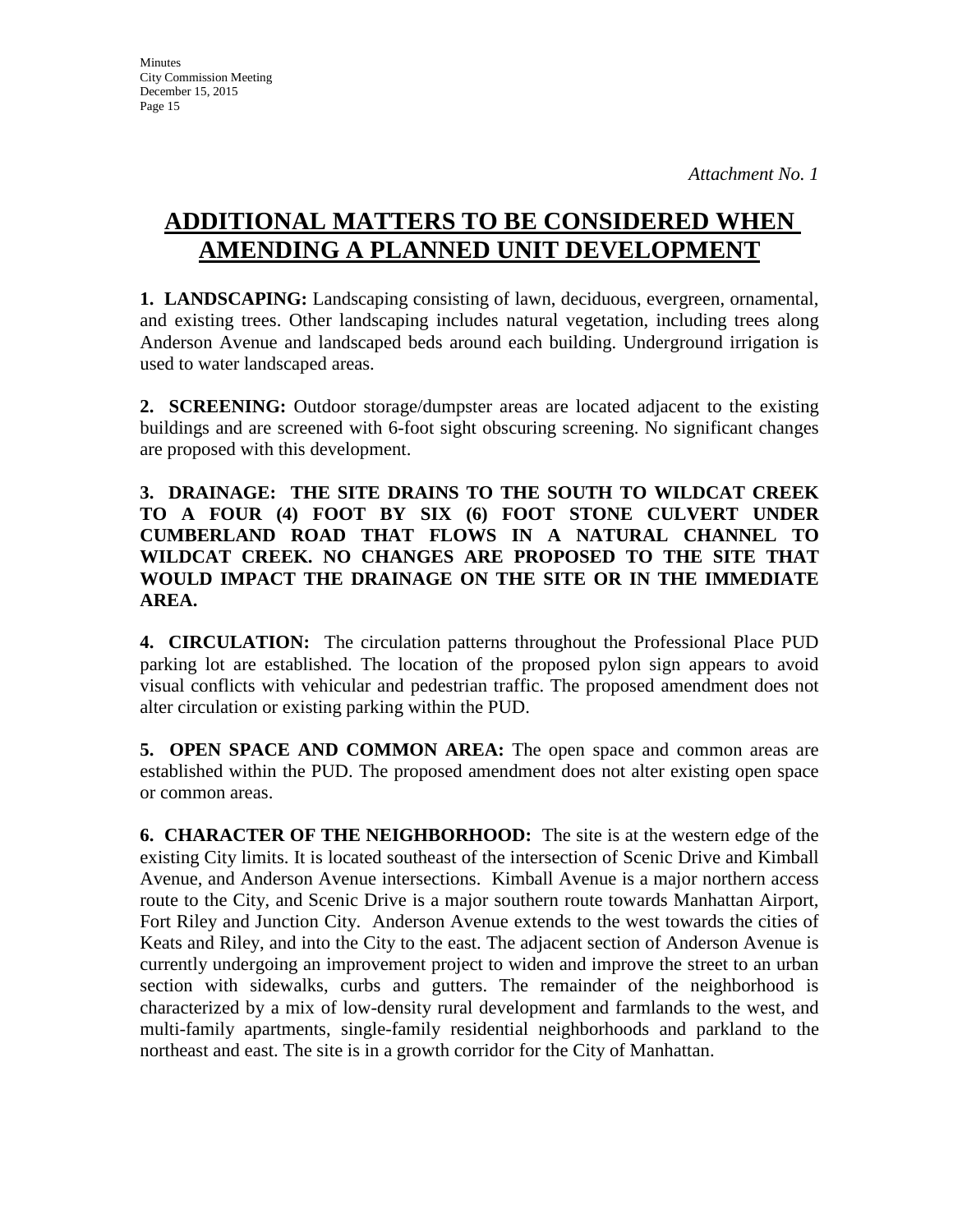*Attachment No. 1*

# ADDITIONAL MATTERS TO BE CONSIDERED WHEN AMENDING A PLANNED UNIT DEVELOPMENT

**1. LANDSCAPING:** Landscaping consisting of lawn, deciduous, evergreen, ornamental, and existing trees. Other landscaping includes natural vegetation, including trees along Anderson Avenue and landscaped beds around each building. Underground irrigation is used to water landscaped areas.

**2. SCREENING:** Outdoor storage/dumpster areas are located adjacent to the existing buildings and are screened with 6-foot sight obscuring screening. No significant changes are proposed with this development.

**3. DRAINAGE: THE SITE DRAINS TO THE SOUTH TO WILDCAT CREEK TO A FOUR (4) FOOT BY SIX (6) FOOT STONE CULVERT UNDER CUMBERLAND ROAD THAT FLOWS IN A NATURAL CHANNEL TO WILDCAT CREEK. NO CHANGES ARE PROPOSED TO THE SITE THAT WOULD IMPACT THE DRAINAGE ON THE SITE OR IN THE IMMEDIATE AREA.**

**4. CIRCULATION:** The circulation patterns throughout the Professional Place PUD parking lot are established. The location of the proposed pylon sign appears to avoid visual conflicts with vehicular and pedestrian traffic. The proposed amendment does not alter circulation or existing parking within the PUD.

**5. OPEN SPACE AND COMMON AREA:** The open space and common areas are established within the PUD. The proposed amendment does not alter existing open space or common areas.

**6. CHARACTER OF THE NEIGHBORHOOD:** The site is at the western edge of the existing City limits. It is located southeast of the intersection of Scenic Drive and Kimball Avenue, and Anderson Avenue intersections. Kimball Avenue is a major northern access route to the City, and Scenic Drive is a major southern route towards Manhattan Airport, Fort Riley and Junction City. Anderson Avenue extends to the west towards the cities of Keats and Riley, and into the City to the east. The adjacent section of Anderson Avenue is currently undergoing an improvement project to widen and improve the street to an urban section with sidewalks, curbs and gutters. The remainder of the neighborhood is characterized by a mix of low-density rural development and farmlands to the west, and multi-family apartments, single-family residential neighborhoods and parkland to the northeast and east. The site is in a growth corridor for the City of Manhattan.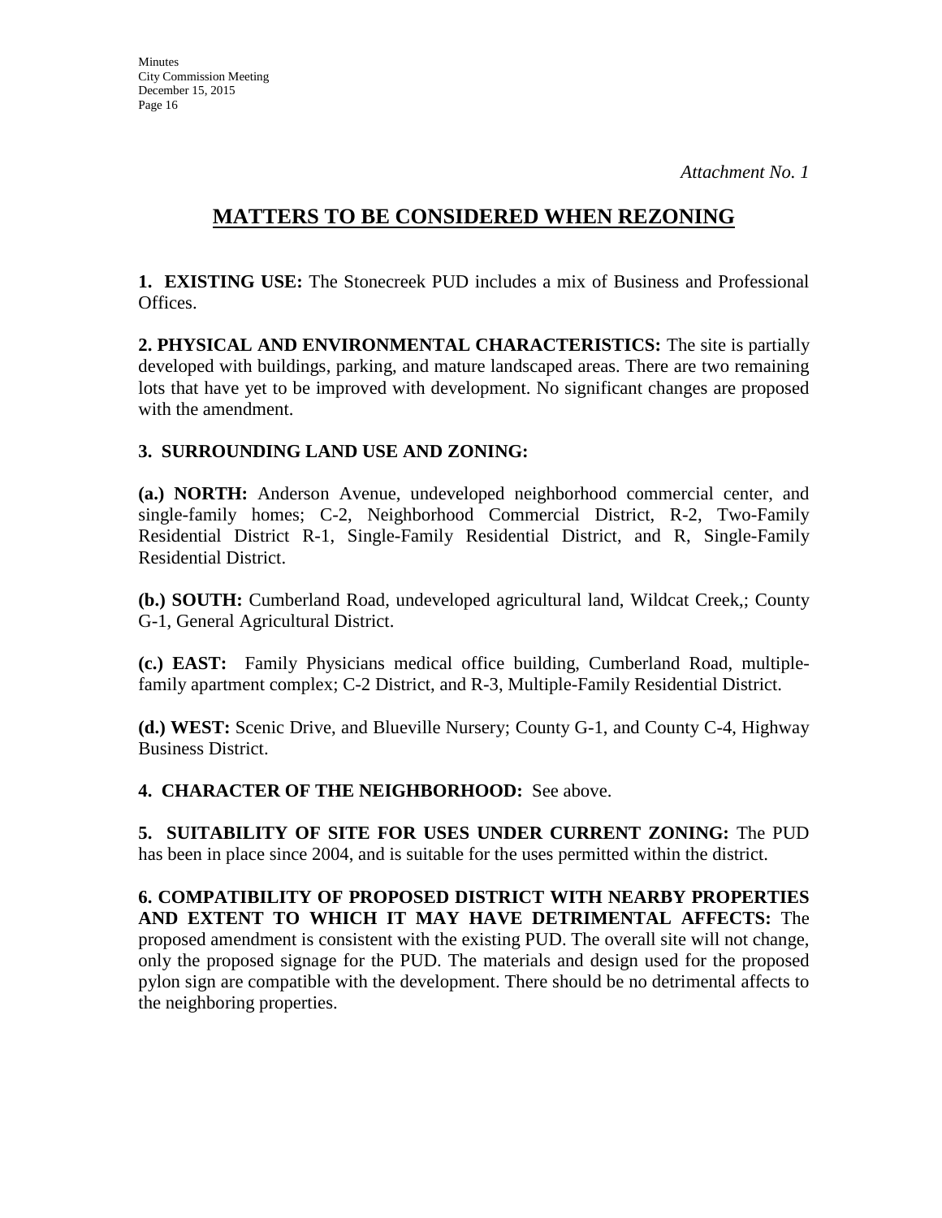*Attachment No. 1*

# MATTERS TO BE CONSIDERED WHEN REZONING

**1. EXISTING USE:** The Stonecreek PUD includes a mix of Business and Professional Offices.

**2. PHYSICAL AND ENVIRONMENTAL CHARACTERISTICS:** The site is partially developed with buildings, parking, and mature landscaped areas. There are two remaining lots that have yet to be improved with development. No significant changes are proposed with the amendment.

**3. SURROUNDING LAND USE AND ZONING:**

**(a.) NORTH:** Anderson Avenue, undeveloped neighborhood commercial center, and single-family homes; C-2, Neighborhood Commercial District, R-2, Two-Family Residential District R-1, Single-Family Residential District, and R, Single-Family Residential District.

**(b.) SOUTH:** Cumberland Road, undeveloped agricultural land, Wildcat Creek,; County G-1, General Agricultural District.

**(c.) EAST:** Family Physicians medical office building, Cumberland Road, multiple-family apartment complex; C-2 District, and R-3, Multiple-Family Residential District.

**(d.) WEST:** Scenic Drive, and Blueville Nursery; County G-1, and County C-4, Highway Business District.

**4. CHARACTER OF THE NEIGHBORHOOD:** See above.

**5. SUITABILITY OF SITE FOR USES UNDER CURRENT ZONING:** The PUD has been in place since 2004, and is suitable for the uses permitted within the district.

**6. COMPATIBILITY OF PROPOSED DISTRICT WITH NEARBY PROPERTIES AND EXTENT TO WHICH IT MAY HAVE DETRIMENTAL AFFECTS:** The proposed amendment is consistent with the existing PUD. The overall site will not change, only the proposed signage for the PUD. The materials and design used for the proposed pylon sign are compatible with the development. There should be no detrimental affects to the neighboring properties.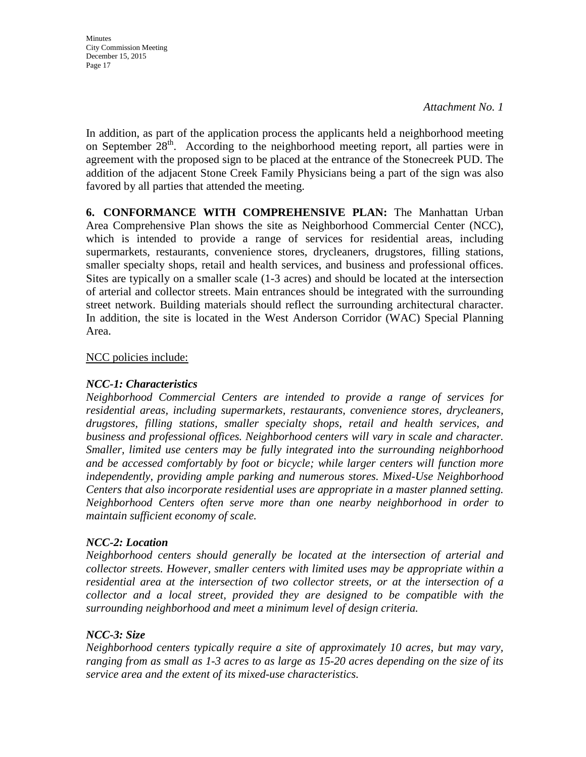*Attachment No. 1*

In addition, as part of the application process the applicants held a neighborhood meeting on September 28th. According to the neighborhood meeting report, all parties were in agreement with the proposed sign to be placed at the entrance of the Stonecreek PUD. The addition of the adjacent Stone Creek Family Physicians being a part of the sign was also favored by all parties that attended the meeting.

**6. CONFORMANCE WITH COMPREHENSIVE PLAN:** The Manhattan Urban Area Comprehensive Plan shows the site as Neighborhood Commercial Center (NCC), which is intended to provide a range of services for residential areas, including supermarkets, restaurants, convenience stores, drycleaners, drugstores, filling stations, smaller specialty shops, retail and health services, and business and professional offices. Sites are typically on a smaller scale (1-3 acres) and should be located at the intersection of arterial and collector streets. Main entrances should be integrated with the surrounding street network. Building materials should reflect the surrounding architectural character. In addition, the site is located in the West Anderson Corridor (WAC) Special Planning Area.

NCC policies include:

***NCC-1: Characteristics***

*Neighborhood Commercial Centers are intended to provide a range of services for residential areas, including supermarkets, restaurants, convenience stores, drycleaners, drugstores, filling stations, smaller specialty shops, retail and health services, and business and professional offices. Neighborhood centers will vary in scale and character. Smaller, limited use centers may be fully integrated into the surrounding neighborhood and be accessed comfortably by foot or bicycle; while larger centers will function more independently, providing ample parking and numerous stores. Mixed-Use Neighborhood Centers that also incorporate residential uses are appropriate in a master planned setting. Neighborhood Centers often serve more than one nearby neighborhood in order to maintain sufficient economy of scale.*

***NCC-2: Location***

*Neighborhood centers should generally be located at the intersection of arterial and collector streets. However, smaller centers with limited uses may be appropriate within a residential area at the intersection of two collector streets, or at the intersection of a collector and a local street, provided they are designed to be compatible with the surrounding neighborhood and meet a minimum level of design criteria.*

***NCC-3: Size***

*Neighborhood centers typically require a site of approximately 10 acres, but may vary, ranging from as small as 1-3 acres to as large as 15-20 acres depending on the size of its service area and the extent of its mixed-use characteristics.*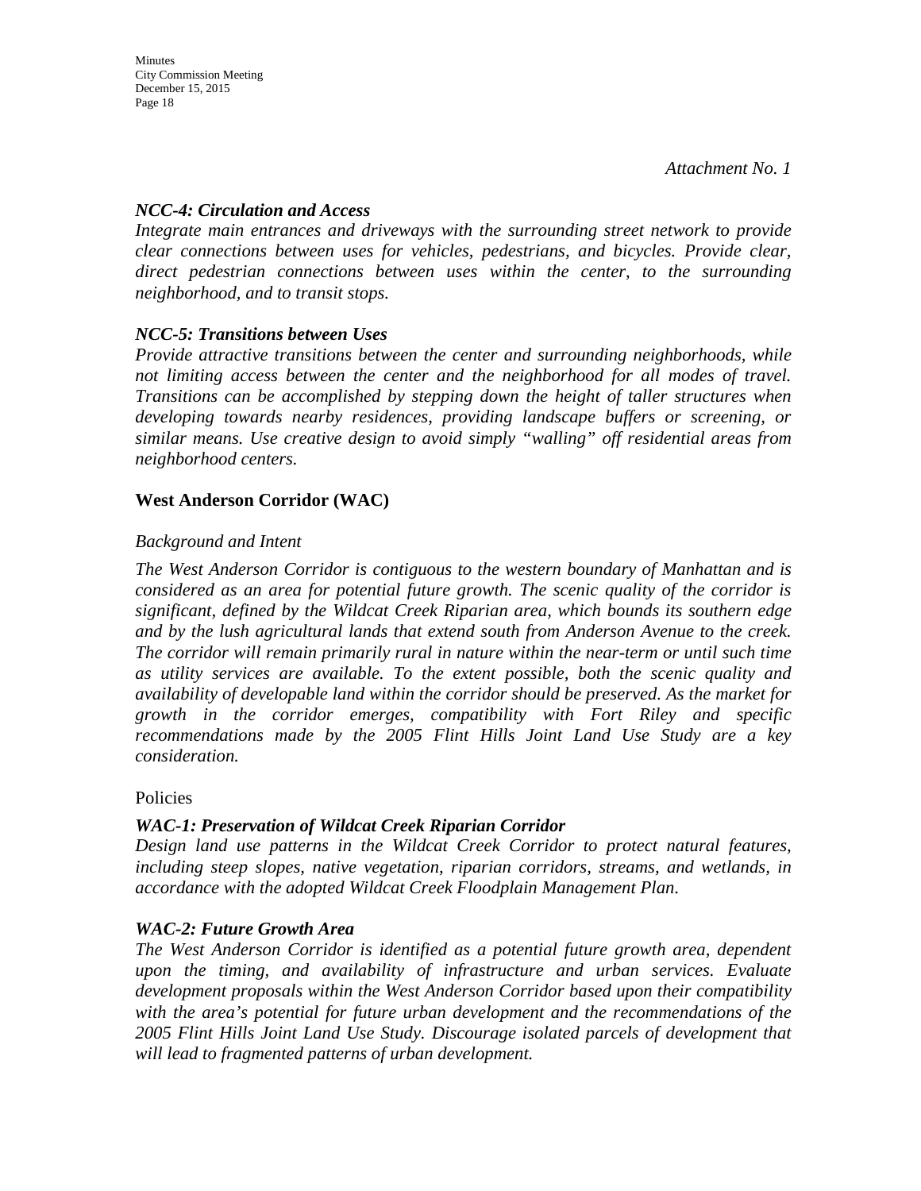*Attachment No. 1*

***NCC-4: Circulation and Access***

*Integrate main entrances and driveways with the surrounding street network to provide clear connections between uses for vehicles, pedestrians, and bicycles. Provide clear, direct pedestrian connections between uses within the center, to the surrounding neighborhood, and to transit stops.*

***NCC-5: Transitions between Uses***

*Provide attractive transitions between the center and surrounding neighborhoods, while not limiting access between the center and the neighborhood for all modes of travel. Transitions can be accomplished by stepping down the height of taller structures when developing towards nearby residences, providing landscape buffers or screening, or similar means. Use creative design to avoid simply "walling" off residential areas from neighborhood centers.*

## West Anderson Corridor (WAC)

*Background and Intent*

*The West Anderson Corridor is contiguous to the western boundary of Manhattan and is considered as an area for potential future growth. The scenic quality of the corridor is significant, defined by the Wildcat Creek Riparian area, which bounds its southern edge and by the lush agricultural lands that extend south from Anderson Avenue to the creek. The corridor will remain primarily rural in nature within the near-term or until such time as utility services are available. To the extent possible, both the scenic quality and availability of developable land within the corridor should be preserved. As the market for growth in the corridor emerges, compatibility with Fort Riley and specific recommendations made by the 2005 Flint Hills Joint Land Use Study are a key consideration.*

Policies

***WAC-1: Preservation of Wildcat Creek Riparian Corridor***

*Design land use patterns in the Wildcat Creek Corridor to protect natural features, including steep slopes, native vegetation, riparian corridors, streams, and wetlands, in accordance with the adopted Wildcat Creek Floodplain Management Plan.*

***WAC-2: Future Growth Area***

*The West Anderson Corridor is identified as a potential future growth area, dependent upon the timing, and availability of infrastructure and urban services. Evaluate development proposals within the West Anderson Corridor based upon their compatibility with the area's potential for future urban development and the recommendations of the 2005 Flint Hills Joint Land Use Study. Discourage isolated parcels of development that will lead to fragmented patterns of urban development.*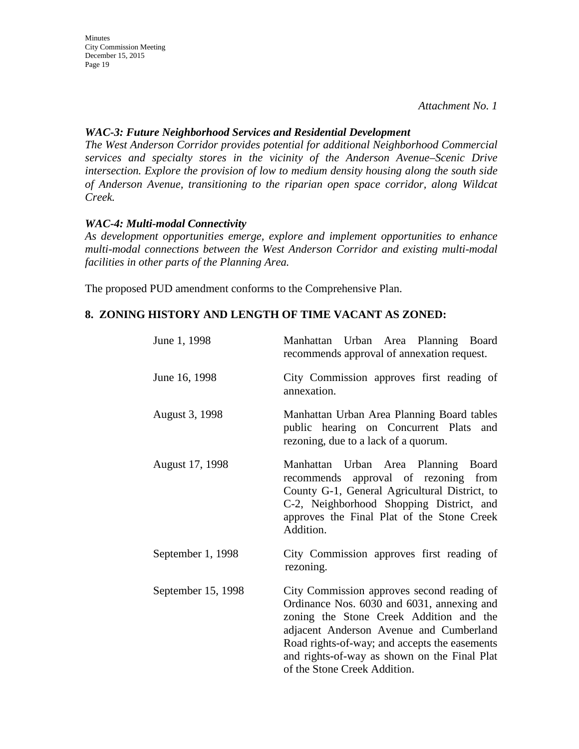*Attachment No. 1*

***WAC-3: Future Neighborhood Services and Residential Development***
*The West Anderson Corridor provides potential for additional Neighborhood Commercial services and specialty stores in the vicinity of the Anderson Avenue–Scenic Drive intersection. Explore the provision of low to medium density housing along the south side of Anderson Avenue, transitioning to the riparian open space corridor, along Wildcat Creek.*

***WAC-4: Multi-modal Connectivity***
*As development opportunities emerge, explore and implement opportunities to enhance multi-modal connections between the West Anderson Corridor and existing multi-modal facilities in other parts of the Planning Area.*

The proposed PUD amendment conforms to the Comprehensive Plan.

**8. ZONING HISTORY AND LENGTH OF TIME VACANT AS ZONED:**

| | |
|---|---|
| June 1, 1998 | Manhattan Urban Area Planning Board recommends approval of annexation request. |
| June 16, 1998 | City Commission approves first reading of annexation. |
| August 3, 1998 | Manhattan Urban Area Planning Board tables public hearing on Concurrent Plats and rezoning, due to a lack of a quorum. |
| August 17, 1998 | Manhattan Urban Area Planning Board recommends approval of rezoning from County G-1, General Agricultural District, to C-2, Neighborhood Shopping District, and approves the Final Plat of the Stone Creek Addition. |
| September 1, 1998 | City Commission approves first reading of rezoning. |
| September 15, 1998 | City Commission approves second reading of Ordinance Nos. 6030 and 6031, annexing and zoning the Stone Creek Addition and the adjacent Anderson Avenue and Cumberland Road rights-of-way; and accepts the easements and rights-of-way as shown on the Final Plat of the Stone Creek Addition. |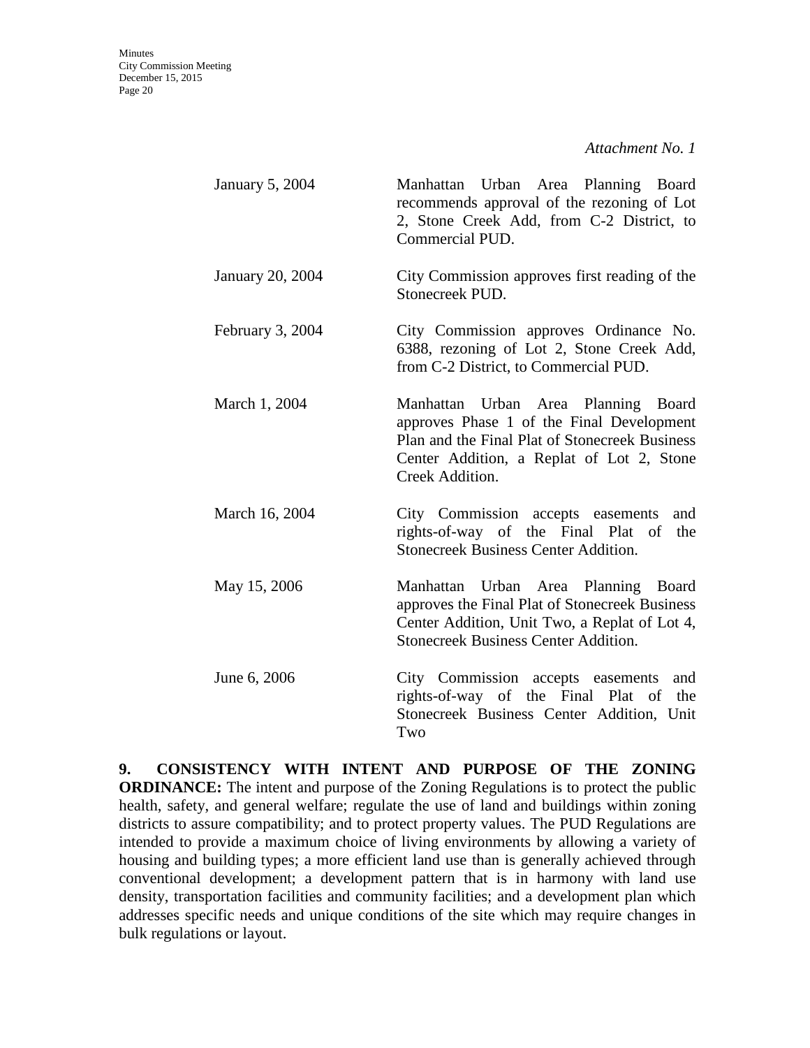*Attachment No. 1*

| | |
|---|---|
| January 5, 2004 | Manhattan Urban Area Planning Board recommends approval of the rezoning of Lot 2, Stone Creek Add, from C-2 District, to Commercial PUD. |
| January 20, 2004 | City Commission approves first reading of the Stonecreek PUD. |
| February 3, 2004 | City Commission approves Ordinance No. 6388, rezoning of Lot 2, Stone Creek Add, from C-2 District, to Commercial PUD. |
| March 1, 2004 | Manhattan Urban Area Planning Board approves Phase 1 of the Final Development Plan and the Final Plat of Stonecreek Business Center Addition, a Replat of Lot 2, Stone Creek Addition. |
| March 16, 2004 | City Commission accepts easements and rights-of-way of the Final Plat of the Stonecreek Business Center Addition. |
| May 15, 2006 | Manhattan Urban Area Planning Board approves the Final Plat of Stonecreek Business Center Addition, Unit Two, a Replat of Lot 4, Stonecreek Business Center Addition. |
| June 6, 2006 | City Commission accepts easements and rights-of-way of the Final Plat of the Stonecreek Business Center Addition, Unit Two |

**9. CONSISTENCY WITH INTENT AND PURPOSE OF THE ZONING ORDINANCE:** The intent and purpose of the Zoning Regulations is to protect the public health, safety, and general welfare; regulate the use of land and buildings within zoning districts to assure compatibility; and to protect property values. The PUD Regulations are intended to provide a maximum choice of living environments by allowing a variety of housing and building types; a more efficient land use than is generally achieved through conventional development; a development pattern that is in harmony with land use density, transportation facilities and community facilities; and a development plan which addresses specific needs and unique conditions of the site which may require changes in bulk regulations or layout.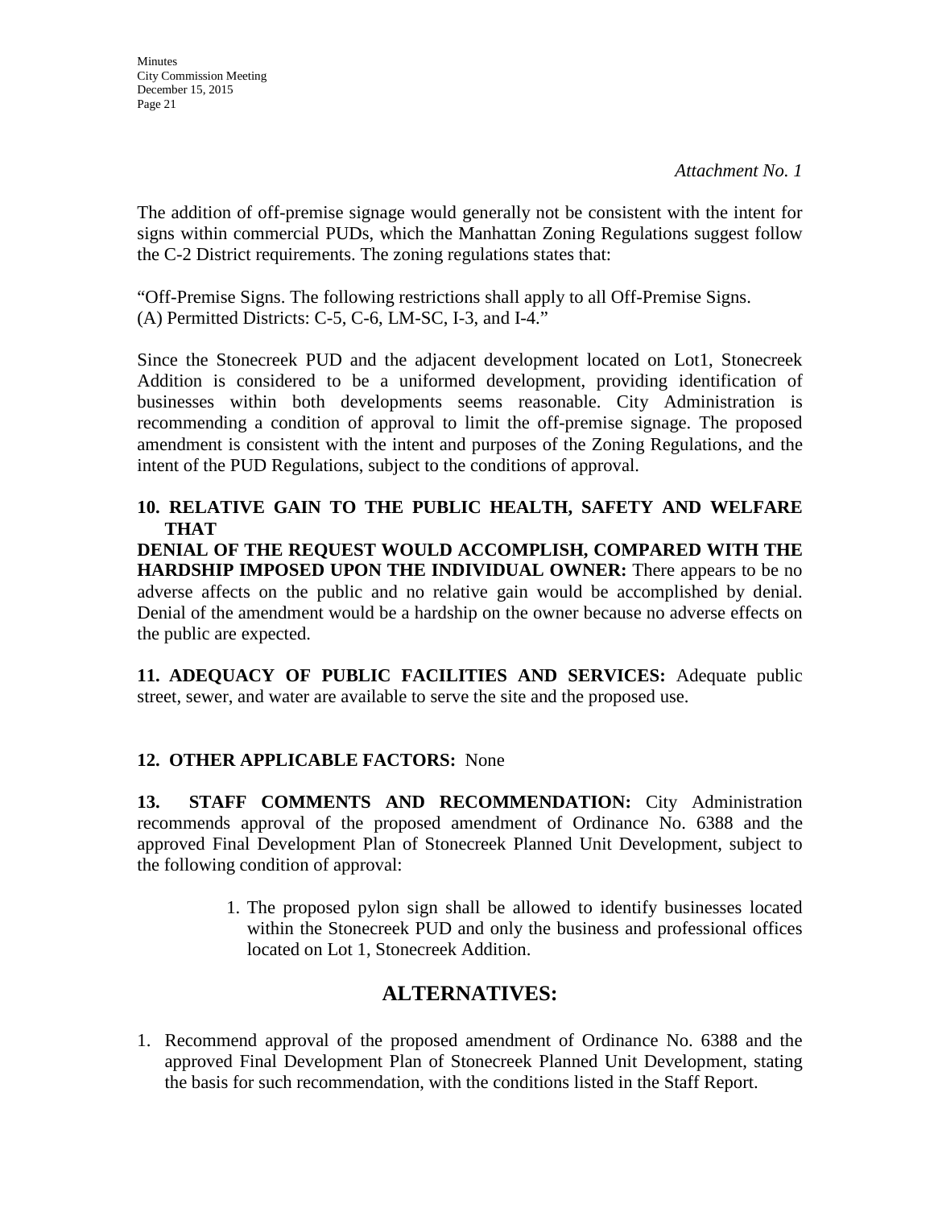*Attachment No. 1*

The addition of off-premise signage would generally not be consistent with the intent for signs within commercial PUDs, which the Manhattan Zoning Regulations suggest follow the C-2 District requirements. The zoning regulations states that:

"Off-Premise Signs. The following restrictions shall apply to all Off-Premise Signs.
(A) Permitted Districts: C-5, C-6, LM-SC, I-3, and I-4."

Since the Stonecreek PUD and the adjacent development located on Lot1, Stonecreek Addition is considered to be a uniformed development, providing identification of businesses within both developments seems reasonable. City Administration is recommending a condition of approval to limit the off-premise signage. The proposed amendment is consistent with the intent and purposes of the Zoning Regulations, and the intent of the PUD Regulations, subject to the conditions of approval.

**10. RELATIVE GAIN TO THE PUBLIC HEALTH, SAFETY AND WELFARE THAT DENIAL OF THE REQUEST WOULD ACCOMPLISH, COMPARED WITH THE HARDSHIP IMPOSED UPON THE INDIVIDUAL OWNER:** There appears to be no adverse affects on the public and no relative gain would be accomplished by denial. Denial of the amendment would be a hardship on the owner because no adverse effects on the public are expected.

**11. ADEQUACY OF PUBLIC FACILITIES AND SERVICES:** Adequate public street, sewer, and water are available to serve the site and the proposed use.

**12. OTHER APPLICABLE FACTORS:** None

**13. STAFF COMMENTS AND RECOMMENDATION:** City Administration recommends approval of the proposed amendment of Ordinance No. 6388 and the approved Final Development Plan of Stonecreek Planned Unit Development, subject to the following condition of approval:

1. The proposed pylon sign shall be allowed to identify businesses located within the Stonecreek PUD and only the business and professional offices located on Lot 1, Stonecreek Addition.

## ALTERNATIVES:

1. Recommend approval of the proposed amendment of Ordinance No. 6388 and the approved Final Development Plan of Stonecreek Planned Unit Development, stating the basis for such recommendation, with the conditions listed in the Staff Report.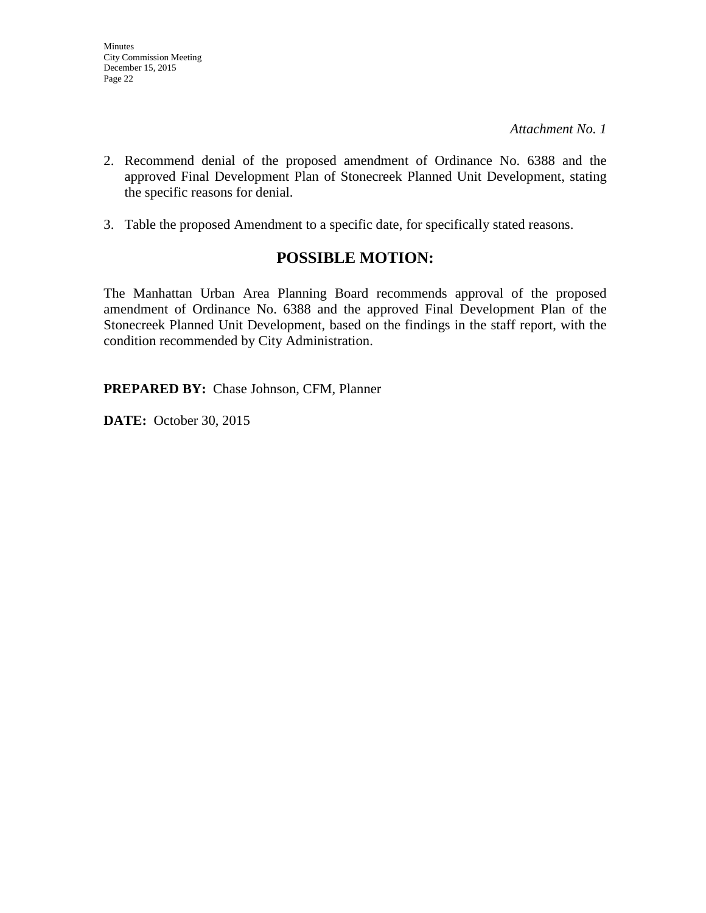*Attachment No. 1*

2. Recommend denial of the proposed amendment of Ordinance No. 6388 and the approved Final Development Plan of Stonecreek Planned Unit Development, stating the specific reasons for denial.

3. Table the proposed Amendment to a specific date, for specifically stated reasons.

## POSSIBLE MOTION:

The Manhattan Urban Area Planning Board recommends approval of the proposed amendment of Ordinance No. 6388 and the approved Final Development Plan of the Stonecreek Planned Unit Development, based on the findings in the staff report, with the condition recommended by City Administration.

**PREPARED BY:** Chase Johnson, CFM, Planner

**DATE:** October 30, 2015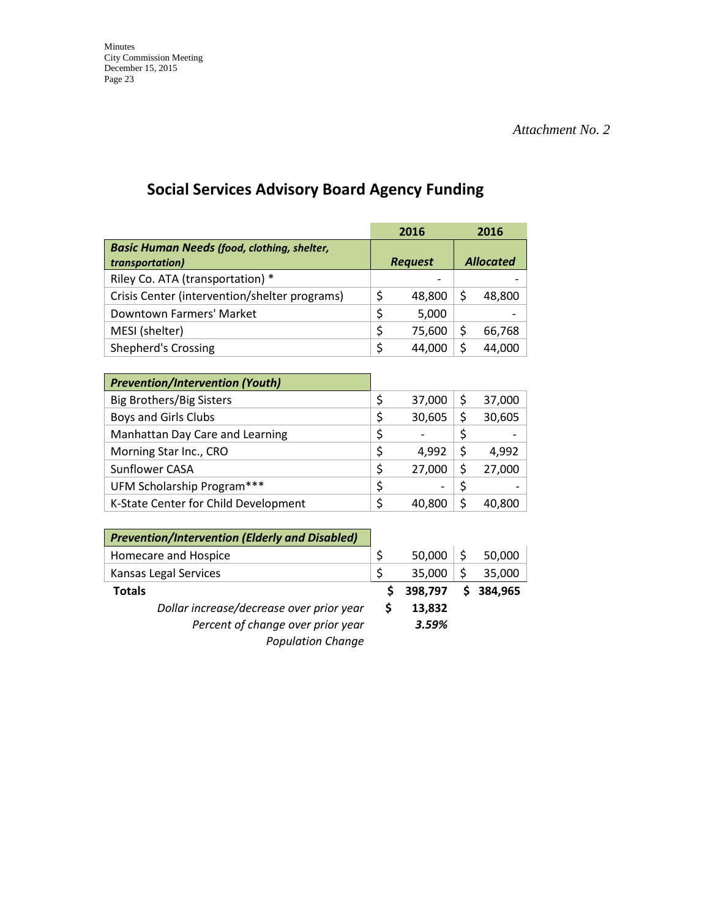*Attachment No. 2*

## Social Services Advisory Board Agency Funding

| | 2016 Request | 2016 Allocated |
|---|---|---|
| ***Basic Human Needs** (food, clothing, shelter, transportation)* | | |
| Riley Co. ATA (transportation) * | - | - |
| Crisis Center (intervention/shelter programs) | $ 48,800 | $ 48,800 |
| Downtown Farmers' Market | $ 5,000 | - |
| MESI (shelter) | $ 75,600 | $ 66,768 |
| Shepherd's Crossing | $ 44,000 | $ 44,000 |
| ***Prevention/Intervention (Youth)*** | | |
| Big Brothers/Big Sisters | $ 37,000 | $ 37,000 |
| Boys and Girls Clubs | $ 30,605 | $ 30,605 |
| Manhattan Day Care and Learning | $ - | $ - |
| Morning Star Inc., CRO | $ 4,992 | $ 4,992 |
| Sunflower CASA | $ 27,000 | $ 27,000 |
| UFM Scholarship Program*** | $ - | $ - |
| K-State Center for Child Development | $ 40,800 | $ 40,800 |
| ***Prevention/Intervention (Elderly and Disabled)*** | | |
| Homecare and Hospice | $ 50,000 | $ 50,000 |
| Kansas Legal Services | $ 35,000 | $ 35,000 |
| **Totals** | **$ 398,797** | **$ 384,965** |
| *Dollar increase/decrease over prior year* | **$ 13,832** | |
| *Percent of change over prior year* | ***3.59%*** | |
| *Population Change* | | |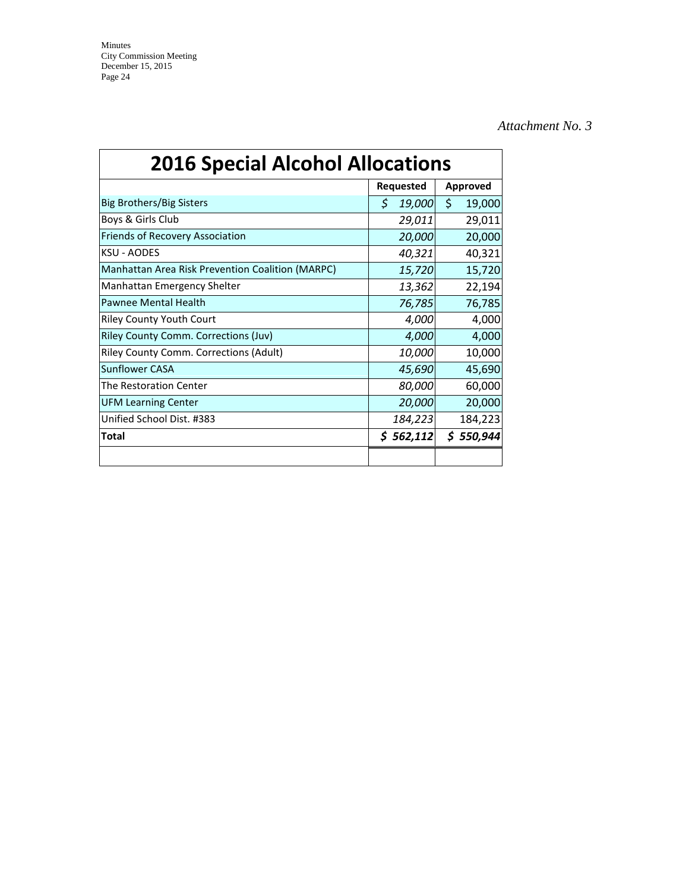*Attachment No. 3*

| 2016 Special Alcohol Allocations | | |
|---|---|---|
| | **Requested** | **Approved** |
| Big Brothers/Big Sisters | *$ 19,000* | $ 19,000 |
| Boys & Girls Club | *29,011* | 29,011 |
| Friends of Recovery Association | *20,000* | 20,000 |
| KSU - AODES | *40,321* | 40,321 |
| Manhattan Area Risk Prevention Coalition (MARPC) | *15,720* | 15,720 |
| Manhattan Emergency Shelter | *13,362* | 22,194 |
| Pawnee Mental Health | *76,785* | 76,785 |
| Riley County Youth Court | *4,000* | 4,000 |
| Riley County Comm. Corrections (Juv) | *4,000* | 4,000 |
| Riley County Comm. Corrections (Adult) | *10,000* | 10,000 |
| Sunflower CASA | *45,690* | 45,690 |
| The Restoration Center | *80,000* | 60,000 |
| UFM Learning Center | *20,000* | 20,000 |
| Unified School Dist. #383 | *184,223* | 184,223 |
| **Total** | ***$ 562,112*** | ***$ 550,944*** |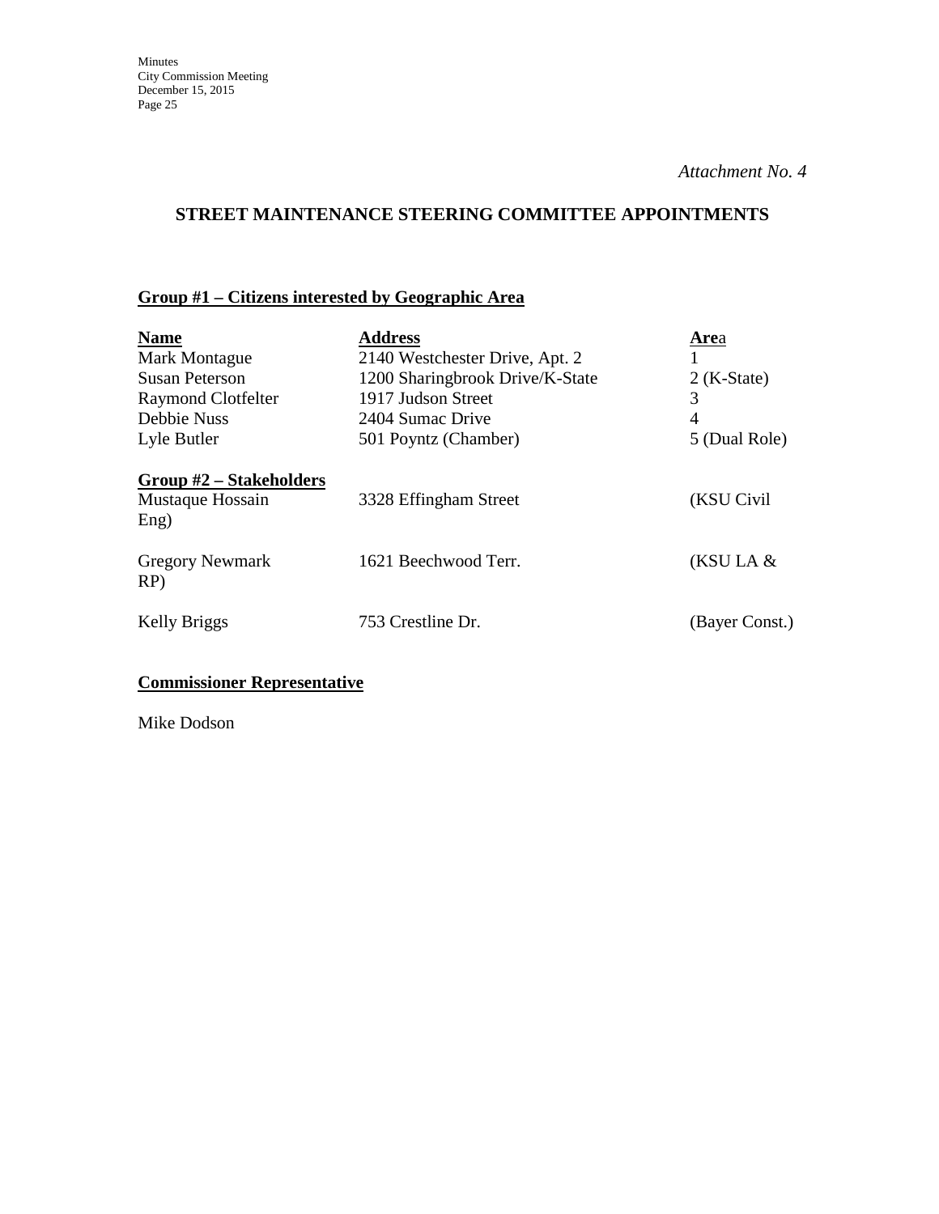*Attachment No. 4*

## STREET MAINTENANCE STEERING COMMITTEE APPOINTMENTS

### Group #1 – Citizens interested by Geographic Area

| Name | Address | Area |
|---|---|---|
| Mark Montague | 2140 Westchester Drive, Apt. 2 | 1 |
| Susan Peterson | 1200 Sharingbrook Drive/K-State | 2 (K-State) |
| Raymond Clotfelter | 1917 Judson Street | 3 |
| Debbie Nuss | 2404 Sumac Drive | 4 |
| Lyle Butler | 501 Poyntz (Chamber) | 5 (Dual Role) |

### Group #2 – Stakeholders

| | | |
|---|---|---|
| Mustaque Hossain | 3328 Effingham Street | (KSU Civil Eng) |
| Gregory Newmark | 1621 Beechwood Terr. | (KSU LA & RP) |
| Kelly Briggs | 753 Crestline Dr. | (Bayer Const.) |

### Commissioner Representative

Mike Dodson